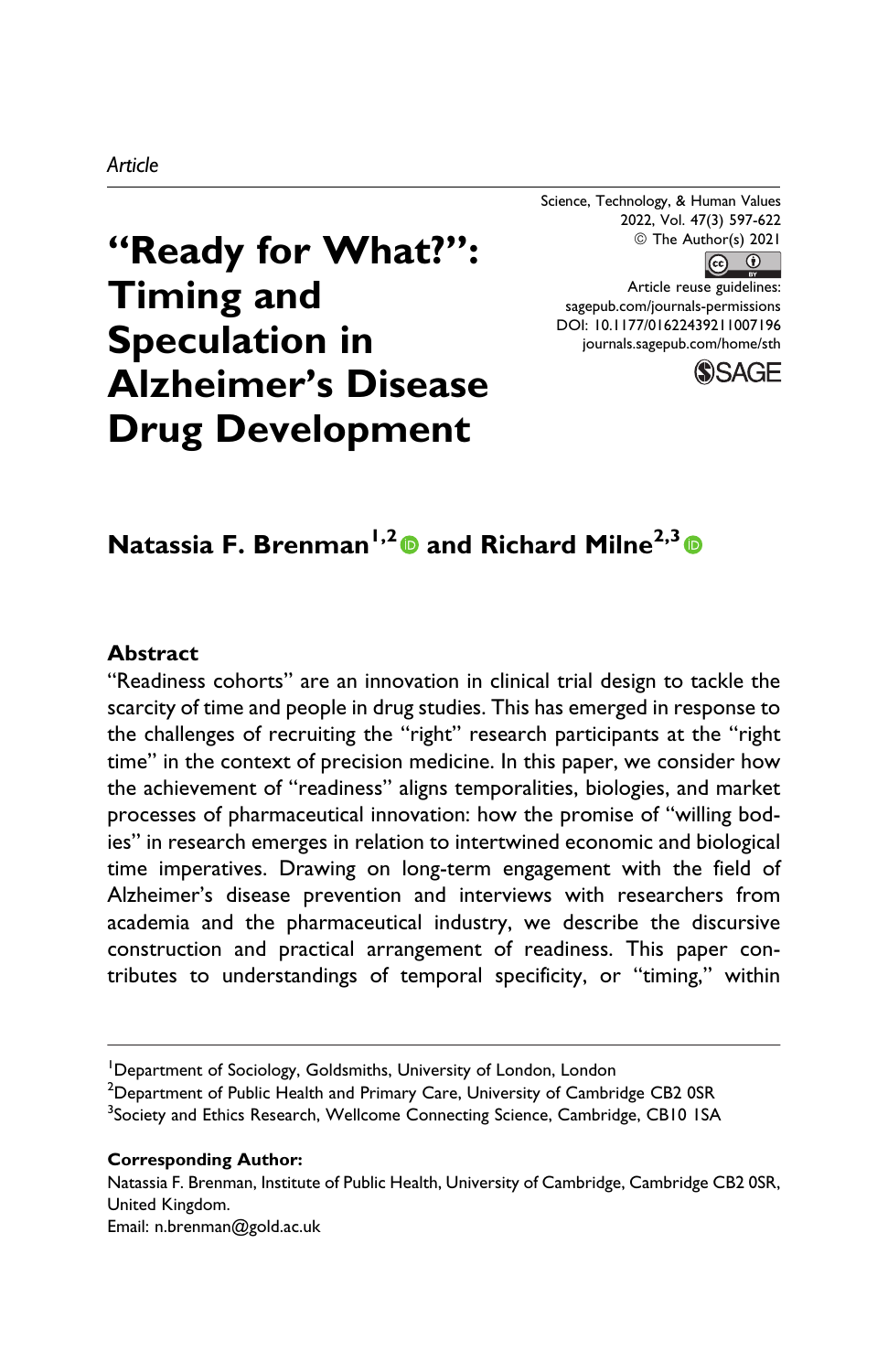*Article*

# "Ready for What?": Timing and Speculation in Alzheimer's Disease Drug Development

Science, Technology, & Human Values
2022, Vol. 47(3) 597-622
© The Author(s) 2021
Article reuse guidelines:
sagepub.com/journals-permissions
DOI: 10.1177/01622439211007196
journals.sagepub.com/home/sth

**Natassia F. Brenman[1,2] and Richard Milne[2,3]**

## Abstract

"Readiness cohorts" are an innovation in clinical trial design to tackle the scarcity of time and people in drug studies. This has emerged in response to the challenges of recruiting the "right" research participants at the "right time" in the context of precision medicine. In this paper, we consider how the achievement of "readiness" aligns temporalities, biologies, and market processes of pharmaceutical innovation: how the promise of "willing bodies" in research emerges in relation to intertwined economic and biological time imperatives. Drawing on long-term engagement with the field of Alzheimer's disease prevention and interviews with researchers from academia and the pharmaceutical industry, we describe the discursive construction and practical arrangement of readiness. This paper contributes to understandings of temporal specificity, or "timing," within

[1]Department of Sociology, Goldsmiths, University of London, London
[2]Department of Public Health and Primary Care, University of Cambridge CB2 0SR
[3]Society and Ethics Research, Wellcome Connecting Science, Cambridge, CB10 1SA

**Corresponding Author:**
Natassia F. Brenman, Institute of Public Health, University of Cambridge, Cambridge CB2 0SR, United Kingdom.
Email: n.brenman@gold.ac.uk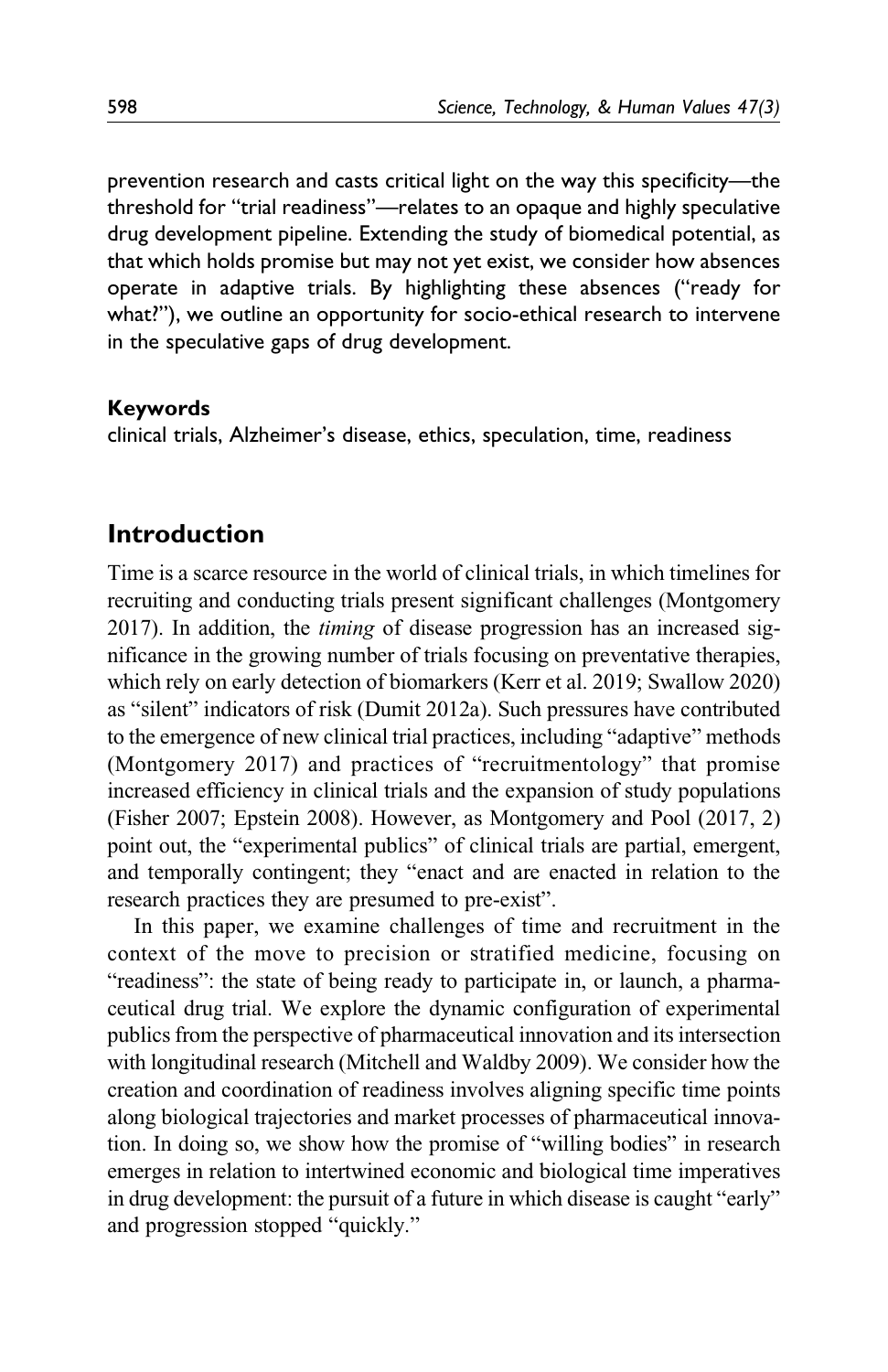prevention research and casts critical light on the way this specificity—the threshold for "trial readiness"—relates to an opaque and highly speculative drug development pipeline. Extending the study of biomedical potential, as that which holds promise but may not yet exist, we consider how absences operate in adaptive trials. By highlighting these absences ("ready for what?"), we outline an opportunity for socio-ethical research to intervene in the speculative gaps of drug development.

**Keywords**

clinical trials, Alzheimer's disease, ethics, speculation, time, readiness

## Introduction

Time is a scarce resource in the world of clinical trials, in which timelines for recruiting and conducting trials present significant challenges (Montgomery 2017). In addition, the *timing* of disease progression has an increased significance in the growing number of trials focusing on preventative therapies, which rely on early detection of biomarkers (Kerr et al. 2019; Swallow 2020) as "silent" indicators of risk (Dumit 2012a). Such pressures have contributed to the emergence of new clinical trial practices, including "adaptive" methods (Montgomery 2017) and practices of "recruitmentology" that promise increased efficiency in clinical trials and the expansion of study populations (Fisher 2007; Epstein 2008). However, as Montgomery and Pool (2017, 2) point out, the "experimental publics" of clinical trials are partial, emergent, and temporally contingent; they "enact and are enacted in relation to the research practices they are presumed to pre-exist".

In this paper, we examine challenges of time and recruitment in the context of the move to precision or stratified medicine, focusing on "readiness": the state of being ready to participate in, or launch, a pharmaceutical drug trial. We explore the dynamic configuration of experimental publics from the perspective of pharmaceutical innovation and its intersection with longitudinal research (Mitchell and Waldby 2009). We consider how the creation and coordination of readiness involves aligning specific time points along biological trajectories and market processes of pharmaceutical innovation. In doing so, we show how the promise of "willing bodies" in research emerges in relation to intertwined economic and biological time imperatives in drug development: the pursuit of a future in which disease is caught "early" and progression stopped "quickly."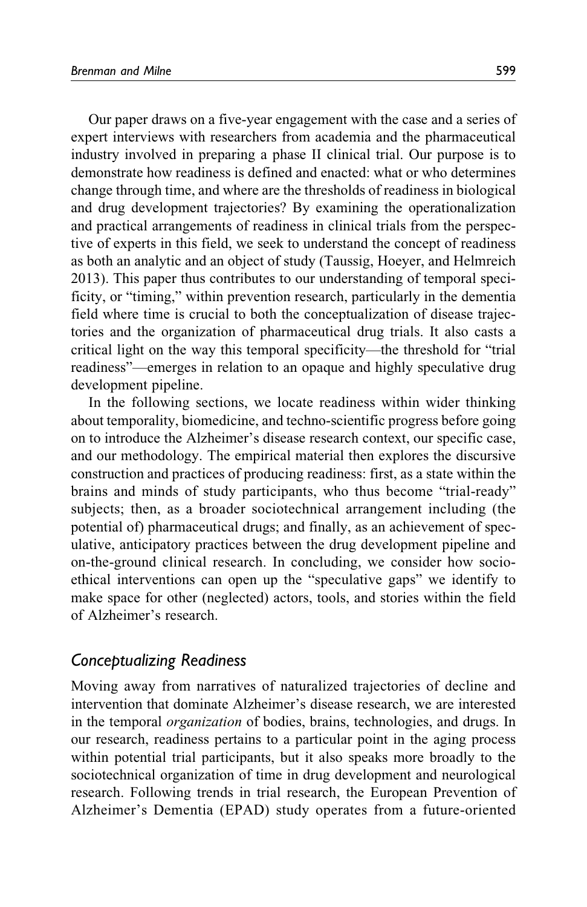Our paper draws on a five-year engagement with the case and a series of expert interviews with researchers from academia and the pharmaceutical industry involved in preparing a phase II clinical trial. Our purpose is to demonstrate how readiness is defined and enacted: what or who determines change through time, and where are the thresholds of readiness in biological and drug development trajectories? By examining the operationalization and practical arrangements of readiness in clinical trials from the perspective of experts in this field, we seek to understand the concept of readiness as both an analytic and an object of study (Taussig, Hoeyer, and Helmreich 2013). This paper thus contributes to our understanding of temporal specificity, or "timing," within prevention research, particularly in the dementia field where time is crucial to both the conceptualization of disease trajectories and the organization of pharmaceutical drug trials. It also casts a critical light on the way this temporal specificity—the threshold for "trial readiness"—emerges in relation to an opaque and highly speculative drug development pipeline.

In the following sections, we locate readiness within wider thinking about temporality, biomedicine, and techno-scientific progress before going on to introduce the Alzheimer's disease research context, our specific case, and our methodology. The empirical material then explores the discursive construction and practices of producing readiness: first, as a state within the brains and minds of study participants, who thus become "trial-ready" subjects; then, as a broader sociotechnical arrangement including (the potential of) pharmaceutical drugs; and finally, as an achievement of speculative, anticipatory practices between the drug development pipeline and on-the-ground clinical research. In concluding, we consider how socio-ethical interventions can open up the "speculative gaps" we identify to make space for other (neglected) actors, tools, and stories within the field of Alzheimer's research.

## *Conceptualizing Readiness*

Moving away from narratives of naturalized trajectories of decline and intervention that dominate Alzheimer's disease research, we are interested in the temporal *organization* of bodies, brains, technologies, and drugs. In our research, readiness pertains to a particular point in the aging process within potential trial participants, but it also speaks more broadly to the sociotechnical organization of time in drug development and neurological research. Following trends in trial research, the European Prevention of Alzheimer's Dementia (EPAD) study operates from a future-oriented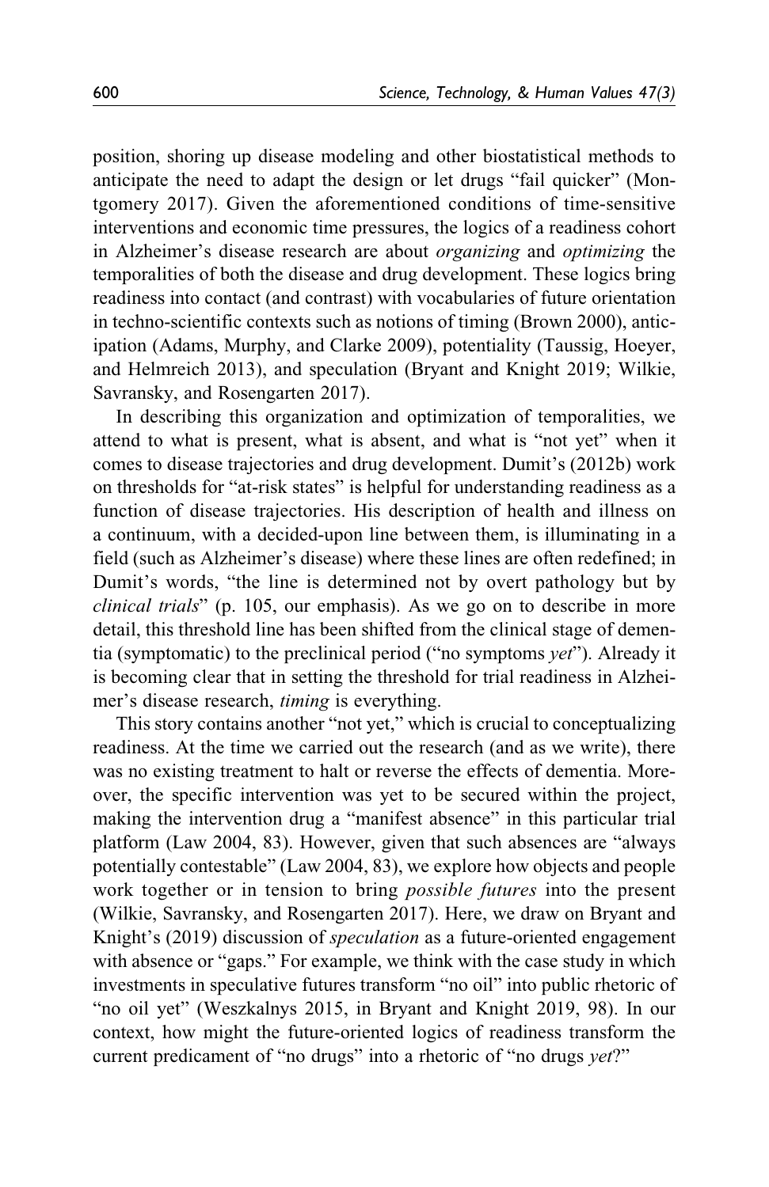position, shoring up disease modeling and other biostatistical methods to anticipate the need to adapt the design or let drugs "fail quicker" (Montgomery 2017). Given the aforementioned conditions of time-sensitive interventions and economic time pressures, the logics of a readiness cohort in Alzheimer's disease research are about *organizing* and *optimizing* the temporalities of both the disease and drug development. These logics bring readiness into contact (and contrast) with vocabularies of future orientation in techno-scientific contexts such as notions of timing (Brown 2000), anticipation (Adams, Murphy, and Clarke 2009), potentiality (Taussig, Hoeyer, and Helmreich 2013), and speculation (Bryant and Knight 2019; Wilkie, Savransky, and Rosengarten 2017).

In describing this organization and optimization of temporalities, we attend to what is present, what is absent, and what is "not yet" when it comes to disease trajectories and drug development. Dumit's (2012b) work on thresholds for "at-risk states" is helpful for understanding readiness as a function of disease trajectories. His description of health and illness on a continuum, with a decided-upon line between them, is illuminating in a field (such as Alzheimer's disease) where these lines are often redefined; in Dumit's words, "the line is determined not by overt pathology but by *clinical trials*" (p. 105, our emphasis). As we go on to describe in more detail, this threshold line has been shifted from the clinical stage of dementia (symptomatic) to the preclinical period ("no symptoms *yet*"). Already it is becoming clear that in setting the threshold for trial readiness in Alzheimer's disease research, *timing* is everything.

This story contains another "not yet," which is crucial to conceptualizing readiness. At the time we carried out the research (and as we write), there was no existing treatment to halt or reverse the effects of dementia. Moreover, the specific intervention was yet to be secured within the project, making the intervention drug a "manifest absence" in this particular trial platform (Law 2004, 83). However, given that such absences are "always potentially contestable" (Law 2004, 83), we explore how objects and people work together or in tension to bring *possible futures* into the present (Wilkie, Savransky, and Rosengarten 2017). Here, we draw on Bryant and Knight's (2019) discussion of *speculation* as a future-oriented engagement with absence or "gaps." For example, we think with the case study in which investments in speculative futures transform "no oil" into public rhetoric of "no oil yet" (Weszkalnys 2015, in Bryant and Knight 2019, 98). In our context, how might the future-oriented logics of readiness transform the current predicament of "no drugs" into a rhetoric of "no drugs *yet*?"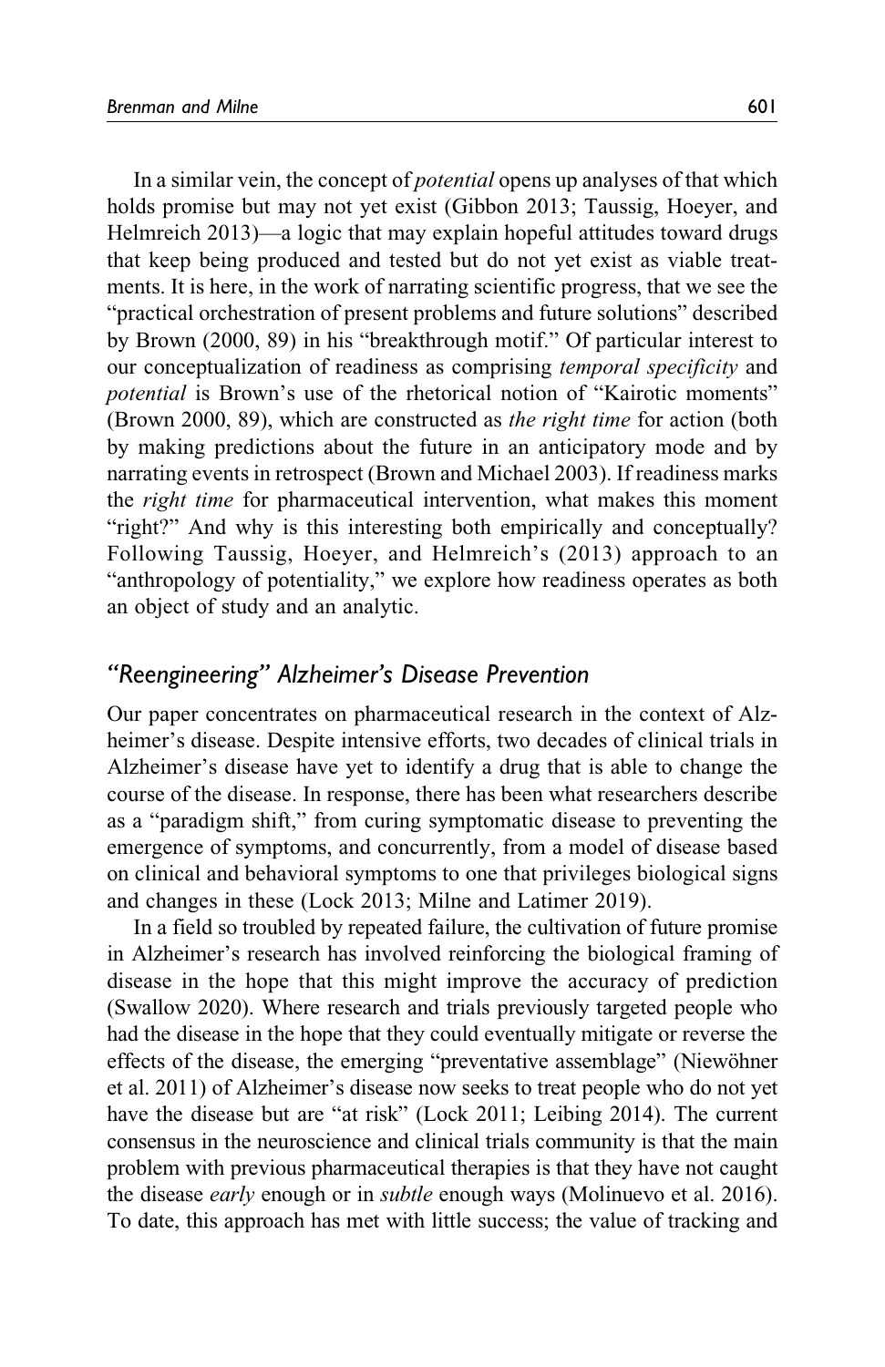In a similar vein, the concept of *potential* opens up analyses of that which holds promise but may not yet exist (Gibbon 2013; Taussig, Hoeyer, and Helmreich 2013)—a logic that may explain hopeful attitudes toward drugs that keep being produced and tested but do not yet exist as viable treatments. It is here, in the work of narrating scientific progress, that we see the "practical orchestration of present problems and future solutions" described by Brown (2000, 89) in his "breakthrough motif." Of particular interest to our conceptualization of readiness as comprising *temporal specificity* and *potential* is Brown's use of the rhetorical notion of "Kairotic moments" (Brown 2000, 89), which are constructed as *the right time* for action (both by making predictions about the future in an anticipatory mode and by narrating events in retrospect (Brown and Michael 2003). If readiness marks the *right time* for pharmaceutical intervention, what makes this moment "right?" And why is this interesting both empirically and conceptually? Following Taussig, Hoeyer, and Helmreich's (2013) approach to an "anthropology of potentiality," we explore how readiness operates as both an object of study and an analytic.

## "Reengineering" Alzheimer's Disease Prevention

Our paper concentrates on pharmaceutical research in the context of Alzheimer's disease. Despite intensive efforts, two decades of clinical trials in Alzheimer's disease have yet to identify a drug that is able to change the course of the disease. In response, there has been what researchers describe as a "paradigm shift," from curing symptomatic disease to preventing the emergence of symptoms, and concurrently, from a model of disease based on clinical and behavioral symptoms to one that privileges biological signs and changes in these (Lock 2013; Milne and Latimer 2019).

In a field so troubled by repeated failure, the cultivation of future promise in Alzheimer's research has involved reinforcing the biological framing of disease in the hope that this might improve the accuracy of prediction (Swallow 2020). Where research and trials previously targeted people who had the disease in the hope that they could eventually mitigate or reverse the effects of the disease, the emerging "preventative assemblage" (Niewöhner et al. 2011) of Alzheimer's disease now seeks to treat people who do not yet have the disease but are "at risk" (Lock 2011; Leibing 2014). The current consensus in the neuroscience and clinical trials community is that the main problem with previous pharmaceutical therapies is that they have not caught the disease *early* enough or in *subtle* enough ways (Molinuevo et al. 2016). To date, this approach has met with little success; the value of tracking and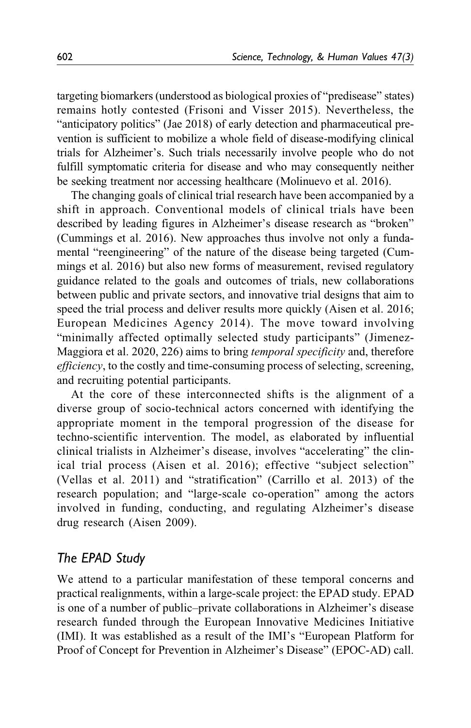targeting biomarkers (understood as biological proxies of "predisease" states) remains hotly contested (Frisoni and Visser 2015). Nevertheless, the "anticipatory politics" (Jae 2018) of early detection and pharmaceutical prevention is sufficient to mobilize a whole field of disease-modifying clinical trials for Alzheimer's. Such trials necessarily involve people who do not fulfill symptomatic criteria for disease and who may consequently neither be seeking treatment nor accessing healthcare (Molinuevo et al. 2016).

The changing goals of clinical trial research have been accompanied by a shift in approach. Conventional models of clinical trials have been described by leading figures in Alzheimer's disease research as "broken" (Cummings et al. 2016). New approaches thus involve not only a fundamental "reengineering" of the nature of the disease being targeted (Cummings et al. 2016) but also new forms of measurement, revised regulatory guidance related to the goals and outcomes of trials, new collaborations between public and private sectors, and innovative trial designs that aim to speed the trial process and deliver results more quickly (Aisen et al. 2016; European Medicines Agency 2014). The move toward involving "minimally affected optimally selected study participants" (Jimenez-Maggiora et al. 2020, 226) aims to bring *temporal specificity* and, therefore *efficiency*, to the costly and time-consuming process of selecting, screening, and recruiting potential participants.

At the core of these interconnected shifts is the alignment of a diverse group of socio-technical actors concerned with identifying the appropriate moment in the temporal progression of the disease for techno-scientific intervention. The model, as elaborated by influential clinical trialists in Alzheimer's disease, involves "accelerating" the clinical trial process (Aisen et al. 2016); effective "subject selection" (Vellas et al. 2011) and "stratification" (Carrillo et al. 2013) of the research population; and "large-scale co-operation" among the actors involved in funding, conducting, and regulating Alzheimer's disease drug research (Aisen 2009).

## The EPAD Study

We attend to a particular manifestation of these temporal concerns and practical realignments, within a large-scale project: the EPAD study. EPAD is one of a number of public–private collaborations in Alzheimer's disease research funded through the European Innovative Medicines Initiative (IMI). It was established as a result of the IMI's "European Platform for Proof of Concept for Prevention in Alzheimer's Disease" (EPOC-AD) call.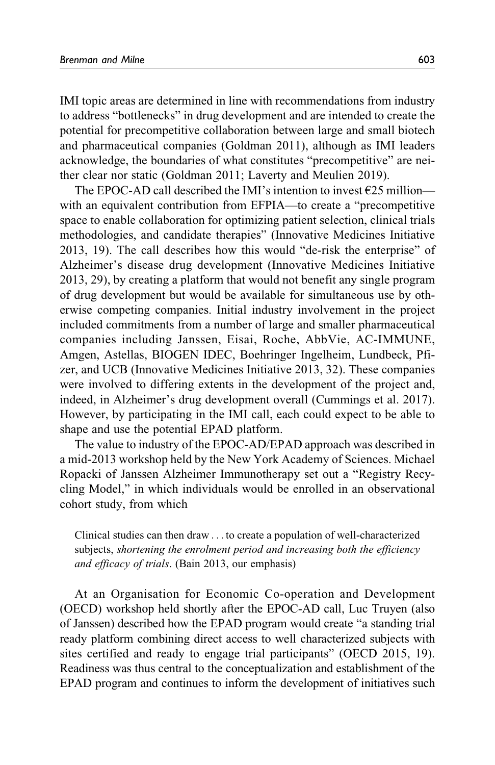IMI topic areas are determined in line with recommendations from industry to address "bottlenecks" in drug development and are intended to create the potential for precompetitive collaboration between large and small biotech and pharmaceutical companies (Goldman 2011), although as IMI leaders acknowledge, the boundaries of what constitutes "precompetitive" are neither clear nor static (Goldman 2011; Laverty and Meulien 2019).

The EPOC-AD call described the IMI's intention to invest €25 million—with an equivalent contribution from EFPIA—to create a "precompetitive space to enable collaboration for optimizing patient selection, clinical trials methodologies, and candidate therapies" (Innovative Medicines Initiative 2013, 19). The call describes how this would "de-risk the enterprise" of Alzheimer's disease drug development (Innovative Medicines Initiative 2013, 29), by creating a platform that would not benefit any single program of drug development but would be available for simultaneous use by otherwise competing companies. Initial industry involvement in the project included commitments from a number of large and smaller pharmaceutical companies including Janssen, Eisai, Roche, AbbVie, AC-IMMUNE, Amgen, Astellas, BIOGEN IDEC, Boehringer Ingelheim, Lundbeck, Pfizer, and UCB (Innovative Medicines Initiative 2013, 32). These companies were involved to differing extents in the development of the project and, indeed, in Alzheimer's drug development overall (Cummings et al. 2017). However, by participating in the IMI call, each could expect to be able to shape and use the potential EPAD platform.

The value to industry of the EPOC-AD/EPAD approach was described in a mid-2013 workshop held by the New York Academy of Sciences. Michael Ropacki of Janssen Alzheimer Immunotherapy set out a "Registry Recycling Model," in which individuals would be enrolled in an observational cohort study, from which

> Clinical studies can then draw . . . to create a population of well-characterized subjects, *shortening the enrolment period and increasing both the efficiency and efficacy of trials*. (Bain 2013, our emphasis)

At an Organisation for Economic Co-operation and Development (OECD) workshop held shortly after the EPOC-AD call, Luc Truyen (also of Janssen) described how the EPAD program would create "a standing trial ready platform combining direct access to well characterized subjects with sites certified and ready to engage trial participants" (OECD 2015, 19). Readiness was thus central to the conceptualization and establishment of the EPAD program and continues to inform the development of initiatives such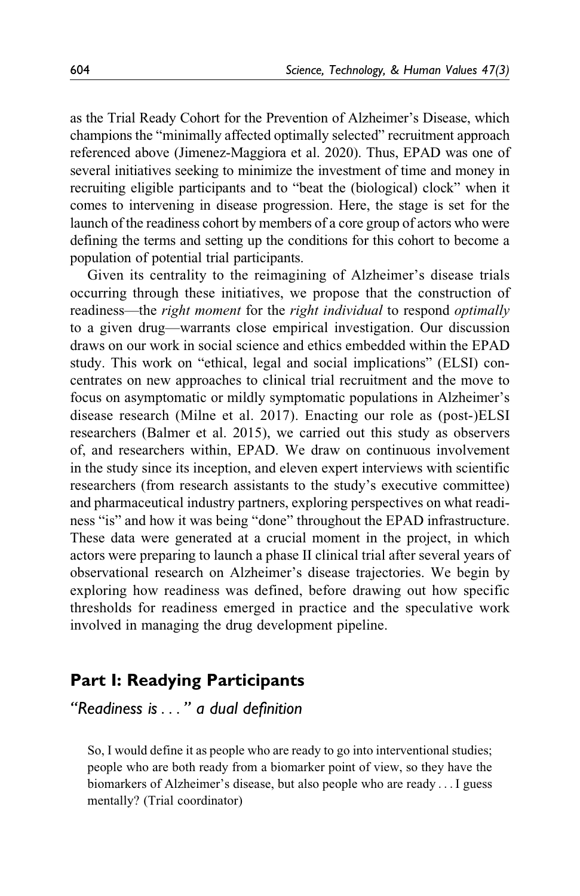as the Trial Ready Cohort for the Prevention of Alzheimer's Disease, which champions the "minimally affected optimally selected" recruitment approach referenced above (Jimenez-Maggiora et al. 2020). Thus, EPAD was one of several initiatives seeking to minimize the investment of time and money in recruiting eligible participants and to "beat the (biological) clock" when it comes to intervening in disease progression. Here, the stage is set for the launch of the readiness cohort by members of a core group of actors who were defining the terms and setting up the conditions for this cohort to become a population of potential trial participants.

Given its centrality to the reimagining of Alzheimer's disease trials occurring through these initiatives, we propose that the construction of readiness—the *right moment* for the *right individual* to respond *optimally* to a given drug—warrants close empirical investigation. Our discussion draws on our work in social science and ethics embedded within the EPAD study. This work on "ethical, legal and social implications" (ELSI) concentrates on new approaches to clinical trial recruitment and the move to focus on asymptomatic or mildly symptomatic populations in Alzheimer's disease research (Milne et al. 2017). Enacting our role as (post-)ELSI researchers (Balmer et al. 2015), we carried out this study as observers of, and researchers within, EPAD. We draw on continuous involvement in the study since its inception, and eleven expert interviews with scientific researchers (from research assistants to the study's executive committee) and pharmaceutical industry partners, exploring perspectives on what readiness "is" and how it was being "done" throughout the EPAD infrastructure. These data were generated at a crucial moment in the project, in which actors were preparing to launch a phase II clinical trial after several years of observational research on Alzheimer's disease trajectories. We begin by exploring how readiness was defined, before drawing out how specific thresholds for readiness emerged in practice and the speculative work involved in managing the drug development pipeline.

## Part I: Readying Participants

### *"Readiness is . . ." a dual definition*

> So, I would define it as people who are ready to go into interventional studies; people who are both ready from a biomarker point of view, so they have the biomarkers of Alzheimer's disease, but also people who are ready . . . I guess mentally? (Trial coordinator)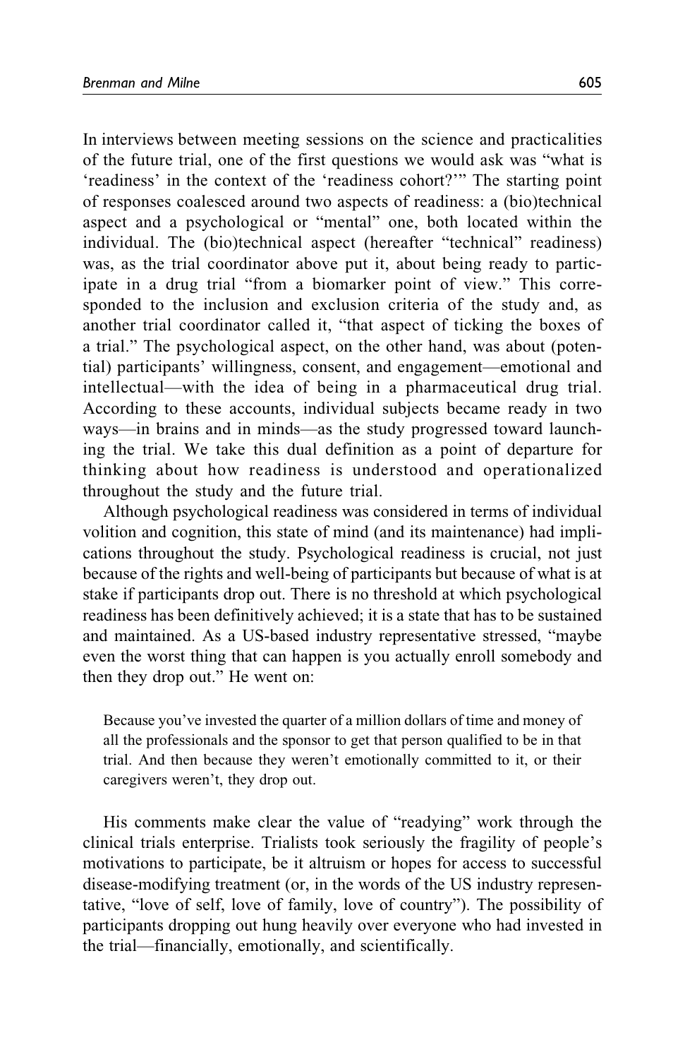In interviews between meeting sessions on the science and practicalities of the future trial, one of the first questions we would ask was "what is 'readiness' in the context of the 'readiness cohort?'" The starting point of responses coalesced around two aspects of readiness: a (bio)technical aspect and a psychological or "mental" one, both located within the individual. The (bio)technical aspect (hereafter "technical" readiness) was, as the trial coordinator above put it, about being ready to participate in a drug trial "from a biomarker point of view." This corresponded to the inclusion and exclusion criteria of the study and, as another trial coordinator called it, "that aspect of ticking the boxes of a trial." The psychological aspect, on the other hand, was about (potential) participants' willingness, consent, and engagement—emotional and intellectual—with the idea of being in a pharmaceutical drug trial. According to these accounts, individual subjects became ready in two ways—in brains and in minds—as the study progressed toward launching the trial. We take this dual definition as a point of departure for thinking about how readiness is understood and operationalized throughout the study and the future trial.

Although psychological readiness was considered in terms of individual volition and cognition, this state of mind (and its maintenance) had implications throughout the study. Psychological readiness is crucial, not just because of the rights and well-being of participants but because of what is at stake if participants drop out. There is no threshold at which psychological readiness has been definitively achieved; it is a state that has to be sustained and maintained. As a US-based industry representative stressed, "maybe even the worst thing that can happen is you actually enroll somebody and then they drop out." He went on:

> Because you've invested the quarter of a million dollars of time and money of all the professionals and the sponsor to get that person qualified to be in that trial. And then because they weren't emotionally committed to it, or their caregivers weren't, they drop out.

His comments make clear the value of "readying" work through the clinical trials enterprise. Trialists took seriously the fragility of people's motivations to participate, be it altruism or hopes for access to successful disease-modifying treatment (or, in the words of the US industry representative, "love of self, love of family, love of country"). The possibility of participants dropping out hung heavily over everyone who had invested in the trial—financially, emotionally, and scientifically.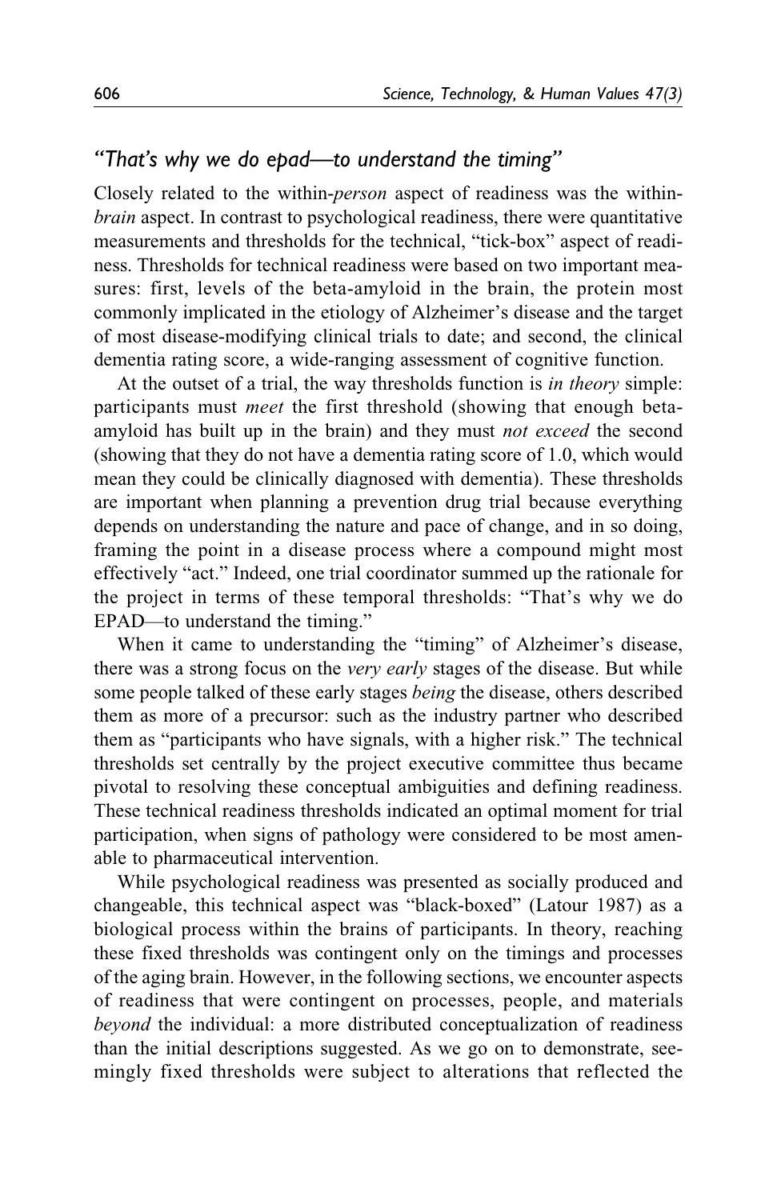### *"That's why we do epad—to understand the timing"*

Closely related to the within-*person* aspect of readiness was the within-*brain* aspect. In contrast to psychological readiness, there were quantitative measurements and thresholds for the technical, "tick-box" aspect of readiness. Thresholds for technical readiness were based on two important measures: first, levels of the beta-amyloid in the brain, the protein most commonly implicated in the etiology of Alzheimer's disease and the target of most disease-modifying clinical trials to date; and second, the clinical dementia rating score, a wide-ranging assessment of cognitive function.

At the outset of a trial, the way thresholds function is *in theory* simple: participants must *meet* the first threshold (showing that enough beta-amyloid has built up in the brain) and they must *not exceed* the second (showing that they do not have a dementia rating score of 1.0, which would mean they could be clinically diagnosed with dementia). These thresholds are important when planning a prevention drug trial because everything depends on understanding the nature and pace of change, and in so doing, framing the point in a disease process where a compound might most effectively "act." Indeed, one trial coordinator summed up the rationale for the project in terms of these temporal thresholds: "That's why we do EPAD—to understand the timing."

When it came to understanding the "timing" of Alzheimer's disease, there was a strong focus on the *very early* stages of the disease. But while some people talked of these early stages *being* the disease, others described them as more of a precursor: such as the industry partner who described them as "participants who have signals, with a higher risk." The technical thresholds set centrally by the project executive committee thus became pivotal to resolving these conceptual ambiguities and defining readiness. These technical readiness thresholds indicated an optimal moment for trial participation, when signs of pathology were considered to be most amenable to pharmaceutical intervention.

While psychological readiness was presented as socially produced and changeable, this technical aspect was "black-boxed" (Latour 1987) as a biological process within the brains of participants. In theory, reaching these fixed thresholds was contingent only on the timings and processes of the aging brain. However, in the following sections, we encounter aspects of readiness that were contingent on processes, people, and materials *beyond* the individual: a more distributed conceptualization of readiness than the initial descriptions suggested. As we go on to demonstrate, seemingly fixed thresholds were subject to alterations that reflected the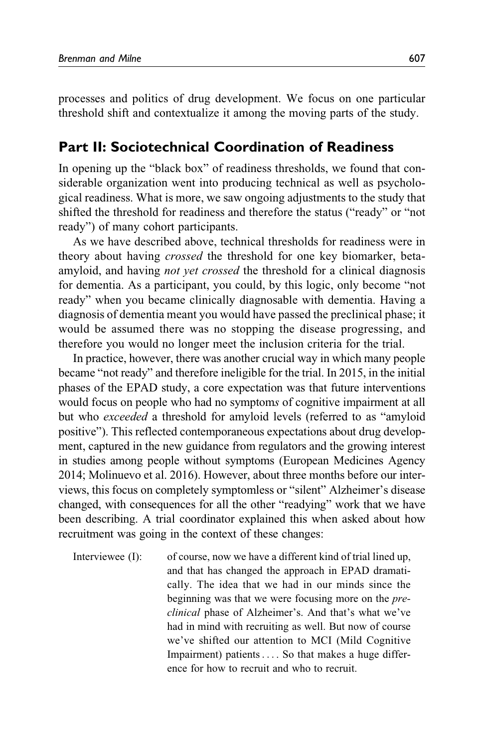processes and politics of drug development. We focus on one particular threshold shift and contextualize it among the moving parts of the study.

## Part II: Sociotechnical Coordination of Readiness

In opening up the "black box" of readiness thresholds, we found that considerable organization went into producing technical as well as psychological readiness. What is more, we saw ongoing adjustments to the study that shifted the threshold for readiness and therefore the status ("ready" or "not ready") of many cohort participants.

As we have described above, technical thresholds for readiness were in theory about having *crossed* the threshold for one key biomarker, beta-amyloid, and having *not yet crossed* the threshold for a clinical diagnosis for dementia. As a participant, you could, by this logic, only become "not ready" when you became clinically diagnosable with dementia. Having a diagnosis of dementia meant you would have passed the preclinical phase; it would be assumed there was no stopping the disease progressing, and therefore you would no longer meet the inclusion criteria for the trial.

In practice, however, there was another crucial way in which many people became "not ready" and therefore ineligible for the trial. In 2015, in the initial phases of the EPAD study, a core expectation was that future interventions would focus on people who had no symptom*s* of cognitive impairment at all but who *exceeded* a threshold for amyloid levels (referred to as "amyloid positive"). This reflected contemporaneous expectations about drug development, captured in the new guidance from regulators and the growing interest in studies among people without symptoms (European Medicines Agency 2014; Molinuevo et al. 2016). However, about three months before our interviews, this focus on completely symptomless or "silent" Alzheimer's disease changed, with consequences for all the other "readying" work that we have been describing. A trial coordinator explained this when asked about how recruitment was going in the context of these changes:

> Interviewee (I): of course, now we have a different kind of trial lined up, and that has changed the approach in EPAD dramatically. The idea that we had in our minds since the beginning was that we were focusing more on the *preclinical* phase of Alzheimer's. And that's what we've had in mind with recruiting as well. But now of course we've shifted our attention to MCI (Mild Cognitive Impairment) patients . . . . So that makes a huge difference for how to recruit and who to recruit.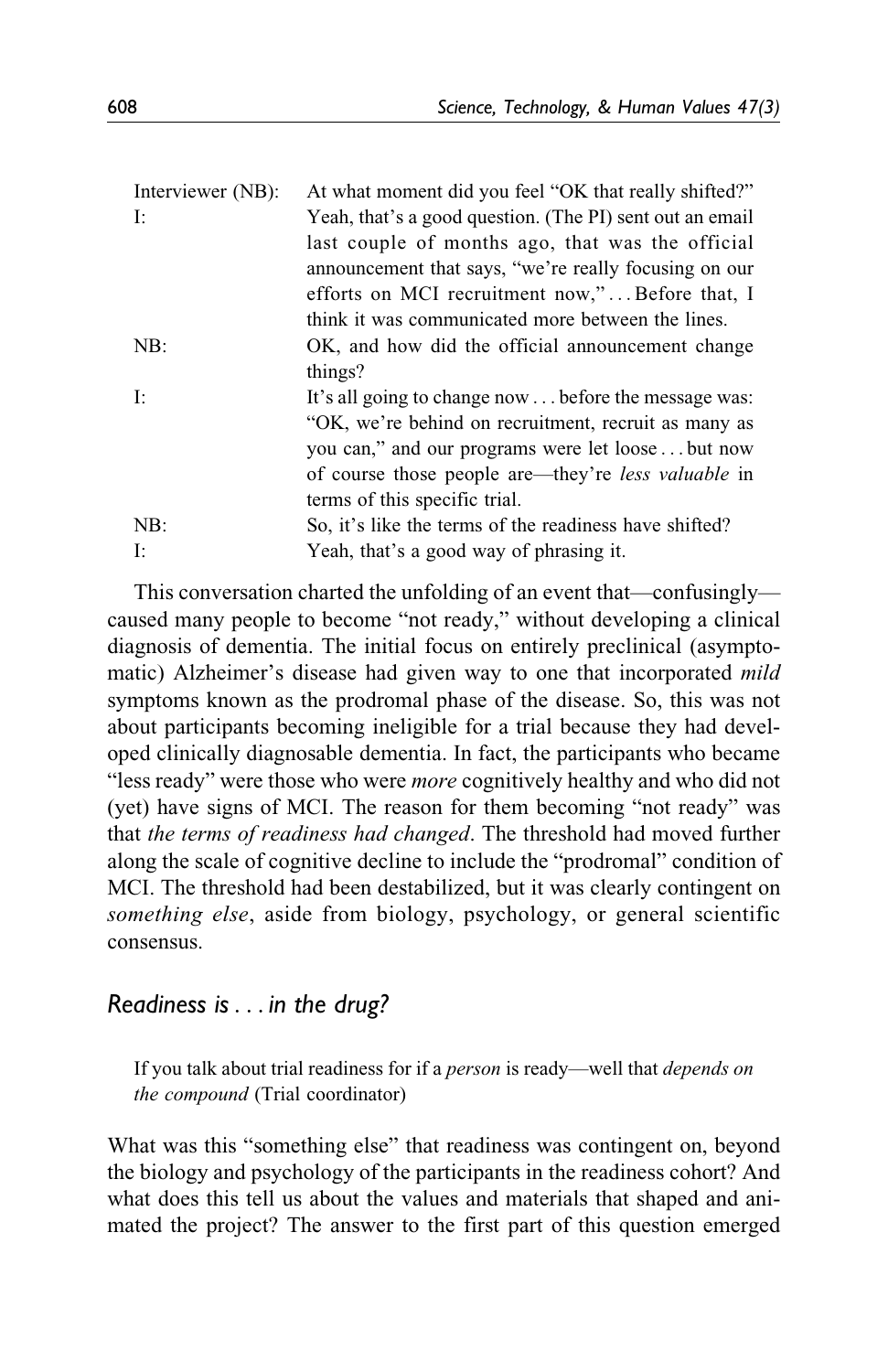| | |
|---|---|
| Interviewer (NB): | At what moment did you feel "OK that really shifted?" |
| I: | Yeah, that's a good question. (The PI) sent out an email last couple of months ago, that was the official announcement that says, "we're really focusing on our efforts on MCI recruitment now," . . . Before that, I think it was communicated more between the lines. |
| NB: | OK, and how did the official announcement change things? |
| I: | It's all going to change now . . . before the message was: "OK, we're behind on recruitment, recruit as many as you can," and our programs were let loose . . . but now of course those people are—they're *less valuable* in terms of this specific trial. |
| NB: | So, it's like the terms of the readiness have shifted? |
| I: | Yeah, that's a good way of phrasing it. |

This conversation charted the unfolding of an event that—confusingly—caused many people to become "not ready," without developing a clinical diagnosis of dementia. The initial focus on entirely preclinical (asymptomatic) Alzheimer's disease had given way to one that incorporated *mild* symptoms known as the prodromal phase of the disease. So, this was not about participants becoming ineligible for a trial because they had developed clinically diagnosable dementia. In fact, the participants who became "less ready" were those who were *more* cognitively healthy and who did not (yet) have signs of MCI. The reason for them becoming "not ready" was that *the terms of readiness had changed*. The threshold had moved further along the scale of cognitive decline to include the "prodromal" condition of MCI. The threshold had been destabilized, but it was clearly contingent on *something else*, aside from biology, psychology, or general scientific consensus.

## *Readiness is . . . in the drug?*

> If you talk about trial readiness for if a *person* is ready—well that *depends on the compound* (Trial coordinator)

What was this "something else" that readiness was contingent on, beyond the biology and psychology of the participants in the readiness cohort? And what does this tell us about the values and materials that shaped and animated the project? The answer to the first part of this question emerged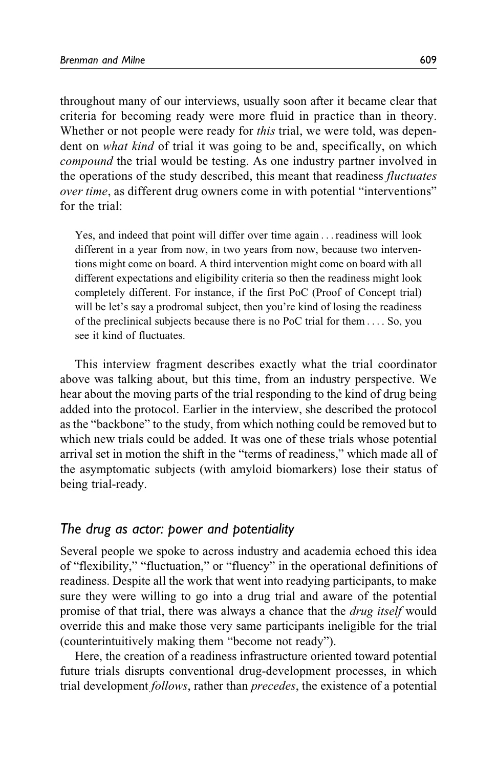throughout many of our interviews, usually soon after it became clear that criteria for becoming ready were more fluid in practice than in theory. Whether or not people were ready for *this* trial, we were told, was dependent on *what kind* of trial it was going to be and, specifically, on which *compound* the trial would be testing. As one industry partner involved in the operations of the study described, this meant that readiness *fluctuates over time*, as different drug owners come in with potential "interventions" for the trial:

> Yes, and indeed that point will differ over time again . . . readiness will look different in a year from now, in two years from now, because two interventions might come on board. A third intervention might come on board with all different expectations and eligibility criteria so then the readiness might look completely different. For instance, if the first PoC (Proof of Concept trial) will be let's say a prodromal subject, then you're kind of losing the readiness of the preclinical subjects because there is no PoC trial for them . . . . So, you see it kind of fluctuates.

This interview fragment describes exactly what the trial coordinator above was talking about, but this time, from an industry perspective. We hear about the moving parts of the trial responding to the kind of drug being added into the protocol. Earlier in the interview, she described the protocol as the "backbone" to the study, from which nothing could be removed but to which new trials could be added. It was one of these trials whose potential arrival set in motion the shift in the "terms of readiness," which made all of the asymptomatic subjects (with amyloid biomarkers) lose their status of being trial-ready.

## *The drug as actor: power and potentiality*

Several people we spoke to across industry and academia echoed this idea of "flexibility," "fluctuation," or "fluency" in the operational definitions of readiness. Despite all the work that went into readying participants, to make sure they were willing to go into a drug trial and aware of the potential promise of that trial, there was always a chance that the *drug itself* would override this and make those very same participants ineligible for the trial (counterintuitively making them "become not ready").

Here, the creation of a readiness infrastructure oriented toward potential future trials disrupts conventional drug-development processes, in which trial development *follows*, rather than *precedes*, the existence of a potential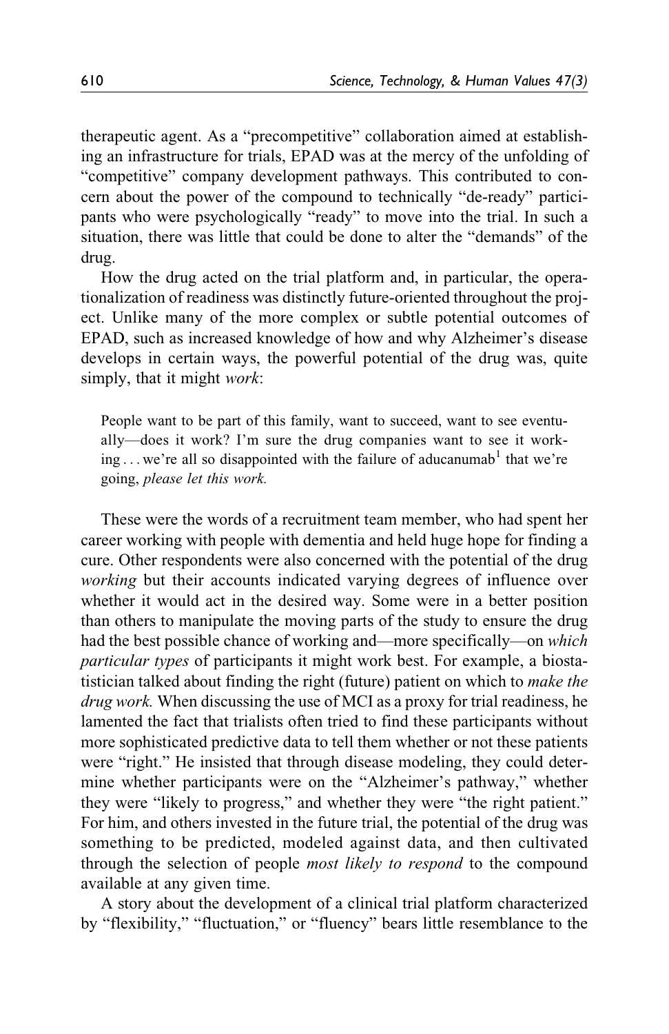therapeutic agent. As a "precompetitive" collaboration aimed at establishing an infrastructure for trials, EPAD was at the mercy of the unfolding of "competitive" company development pathways. This contributed to concern about the power of the compound to technically "de-ready" participants who were psychologically "ready" to move into the trial. In such a situation, there was little that could be done to alter the "demands" of the drug.

How the drug acted on the trial platform and, in particular, the operationalization of readiness was distinctly future-oriented throughout the project. Unlike many of the more complex or subtle potential outcomes of EPAD, such as increased knowledge of how and why Alzheimer's disease develops in certain ways, the powerful potential of the drug was, quite simply, that it might *work*:

> People want to be part of this family, want to succeed, want to see eventually—does it work? I'm sure the drug companies want to see it working . . . we're all so disappointed with the failure of aducanumab[1] that we're going, *please let this work.*

These were the words of a recruitment team member, who had spent her career working with people with dementia and held huge hope for finding a cure. Other respondents were also concerned with the potential of the drug *working* but their accounts indicated varying degrees of influence over whether it would act in the desired way. Some were in a better position than others to manipulate the moving parts of the study to ensure the drug had the best possible chance of working and—more specifically—on *which particular types* of participants it might work best. For example, a biostatistician talked about finding the right (future) patient on which to *make the drug work.* When discussing the use of MCI as a proxy for trial readiness, he lamented the fact that trialists often tried to find these participants without more sophisticated predictive data to tell them whether or not these patients were "right." He insisted that through disease modeling, they could determine whether participants were on the "Alzheimer's pathway," whether they were "likely to progress," and whether they were "the right patient." For him, and others invested in the future trial, the potential of the drug was something to be predicted, modeled against data, and then cultivated through the selection of people *most likely to respond* to the compound available at any given time.

A story about the development of a clinical trial platform characterized by "flexibility," "fluctuation," or "fluency" bears little resemblance to the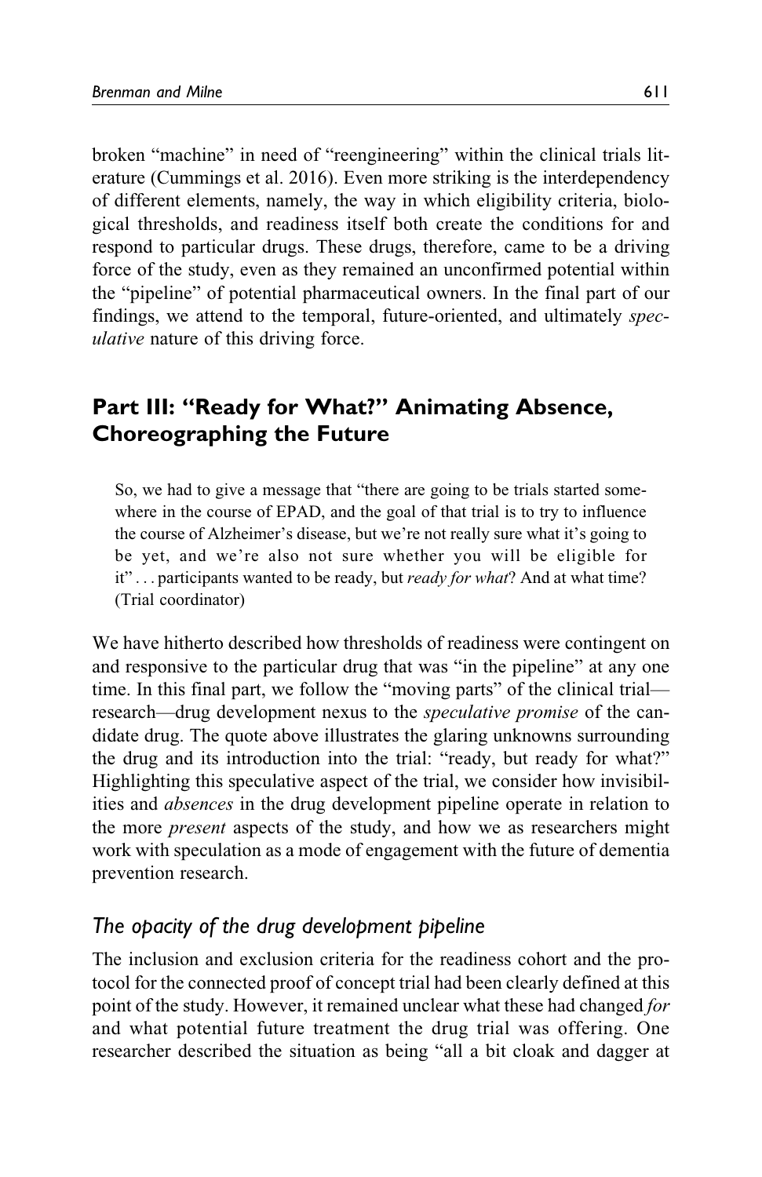broken "machine" in need of "reengineering" within the clinical trials literature (Cummings et al. 2016). Even more striking is the interdependency of different elements, namely, the way in which eligibility criteria, biological thresholds, and readiness itself both create the conditions for and respond to particular drugs. These drugs, therefore, came to be a driving force of the study, even as they remained an unconfirmed potential within the "pipeline" of potential pharmaceutical owners. In the final part of our findings, we attend to the temporal, future-oriented, and ultimately *speculative* nature of this driving force.

## Part III: "Ready for What?" Animating Absence, Choreographing the Future

> So, we had to give a message that "there are going to be trials started somewhere in the course of EPAD, and the goal of that trial is to try to influence the course of Alzheimer's disease, but we're not really sure what it's going to be yet, and we're also not sure whether you will be eligible for it" . . . participants wanted to be ready, but *ready for what*? And at what time? (Trial coordinator)

We have hitherto described how thresholds of readiness were contingent on and responsive to the particular drug that was "in the pipeline" at any one time. In this final part, we follow the "moving parts" of the clinical trial—research—drug development nexus to the *speculative promise* of the candidate drug. The quote above illustrates the glaring unknowns surrounding the drug and its introduction into the trial: "ready, but ready for what?" Highlighting this speculative aspect of the trial, we consider how invisibilities and *absences* in the drug development pipeline operate in relation to the more *present* aspects of the study, and how we as researchers might work with speculation as a mode of engagement with the future of dementia prevention research.

### *The opacity of the drug development pipeline*

The inclusion and exclusion criteria for the readiness cohort and the protocol for the connected proof of concept trial had been clearly defined at this point of the study. However, it remained unclear what these had changed *for* and what potential future treatment the drug trial was offering. One researcher described the situation as being "all a bit cloak and dagger at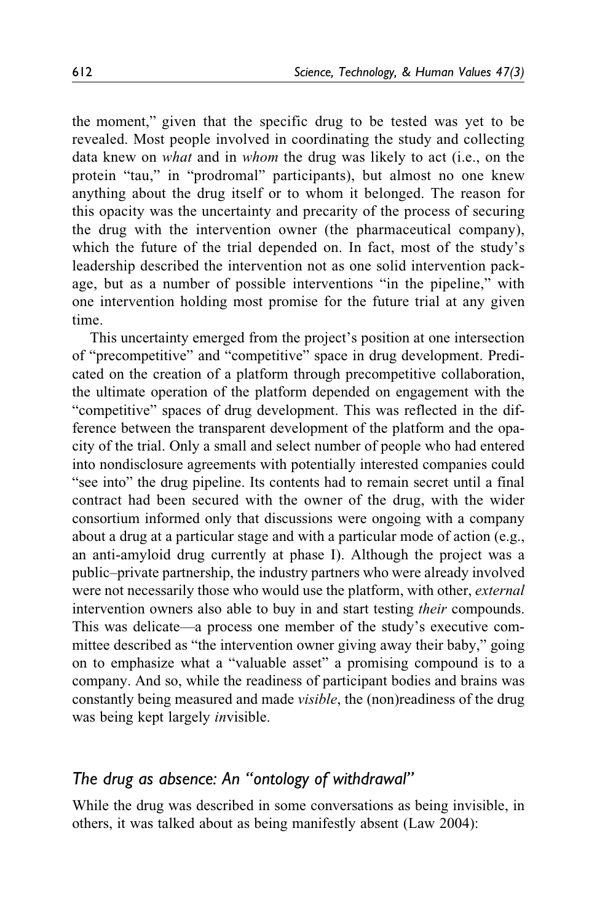the moment," given that the specific drug to be tested was yet to be revealed. Most people involved in coordinating the study and collecting data knew on *what* and in *whom* the drug was likely to act (i.e., on the protein "tau," in "prodromal" participants), but almost no one knew anything about the drug itself or to whom it belonged. The reason for this opacity was the uncertainty and precarity of the process of securing the drug with the intervention owner (the pharmaceutical company), which the future of the trial depended on. In fact, most of the study's leadership described the intervention not as one solid intervention package, but as a number of possible interventions "in the pipeline," with one intervention holding most promise for the future trial at any given time.

This uncertainty emerged from the project's position at one intersection of "precompetitive" and "competitive" space in drug development. Predicated on the creation of a platform through precompetitive collaboration, the ultimate operation of the platform depended on engagement with the "competitive" spaces of drug development. This was reflected in the difference between the transparent development of the platform and the opacity of the trial. Only a small and select number of people who had entered into nondisclosure agreements with potentially interested companies could "see into" the drug pipeline. Its contents had to remain secret until a final contract had been secured with the owner of the drug, with the wider consortium informed only that discussions were ongoing with a company about a drug at a particular stage and with a particular mode of action (e.g., an anti-amyloid drug currently at phase I). Although the project was a public–private partnership, the industry partners who were already involved were not necessarily those who would use the platform, with other, *external* intervention owners also able to buy in and start testing *their* compounds. This was delicate—a process one member of the study's executive committee described as "the intervention owner giving away their baby," going on to emphasize what a "valuable asset" a promising compound is to a company. And so, while the readiness of participant bodies and brains was constantly being measured and made *visible*, the (non)readiness of the drug was being kept largely *in*visible.

## *The drug as absence: An "ontology of withdrawal"*

While the drug was described in some conversations as being invisible, in others, it was talked about as being manifestly absent (Law 2004):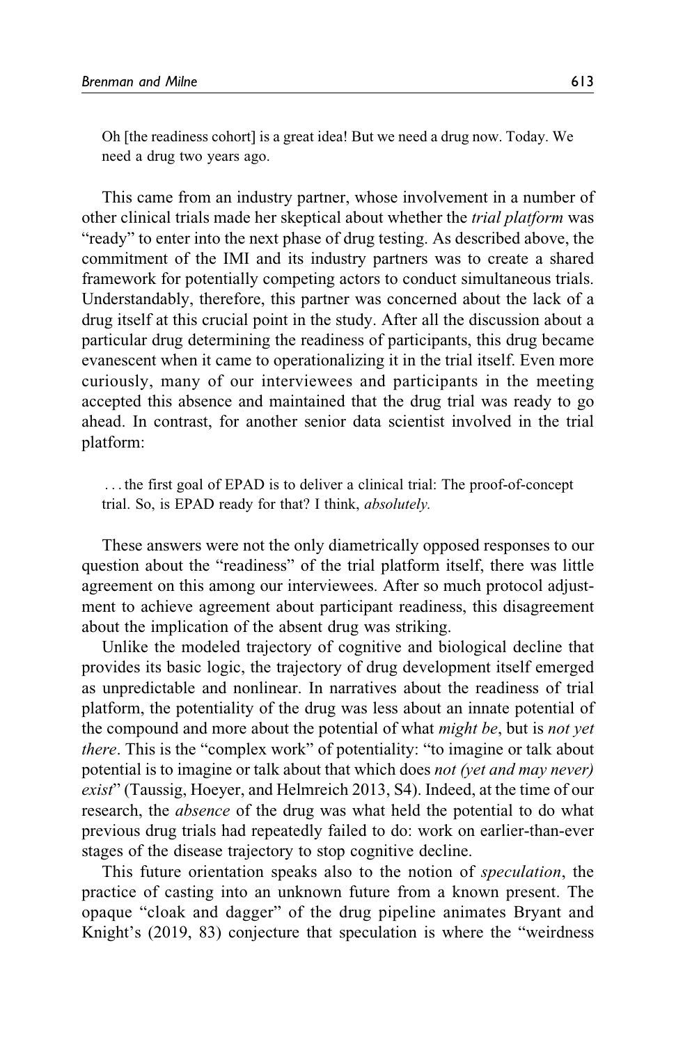> Oh [the readiness cohort] is a great idea! But we need a drug now. Today. We need a drug two years ago.

This came from an industry partner, whose involvement in a number of other clinical trials made her skeptical about whether the *trial platform* was "ready" to enter into the next phase of drug testing. As described above, the commitment of the IMI and its industry partners was to create a shared framework for potentially competing actors to conduct simultaneous trials. Understandably, therefore, this partner was concerned about the lack of a drug itself at this crucial point in the study. After all the discussion about a particular drug determining the readiness of participants, this drug became evanescent when it came to operationalizing it in the trial itself. Even more curiously, many of our interviewees and participants in the meeting accepted this absence and maintained that the drug trial was ready to go ahead. In contrast, for another senior data scientist involved in the trial platform:

> . . . the first goal of EPAD is to deliver a clinical trial: The proof-of-concept trial. So, is EPAD ready for that? I think, *absolutely.*

These answers were not the only diametrically opposed responses to our question about the "readiness" of the trial platform itself, there was little agreement on this among our interviewees. After so much protocol adjustment to achieve agreement about participant readiness, this disagreement about the implication of the absent drug was striking.

Unlike the modeled trajectory of cognitive and biological decline that provides its basic logic, the trajectory of drug development itself emerged as unpredictable and nonlinear. In narratives about the readiness of trial platform, the potentiality of the drug was less about an innate potential of the compound and more about the potential of what *might be*, but is *not yet there*. This is the "complex work" of potentiality: "to imagine or talk about potential is to imagine or talk about that which does *not (yet and may never) exist*" (Taussig, Hoeyer, and Helmreich 2013, S4). Indeed, at the time of our research, the *absence* of the drug was what held the potential to do what previous drug trials had repeatedly failed to do: work on earlier-than-ever stages of the disease trajectory to stop cognitive decline.

This future orientation speaks also to the notion of *speculation*, the practice of casting into an unknown future from a known present. The opaque "cloak and dagger" of the drug pipeline animates Bryant and Knight's (2019, 83) conjecture that speculation is where the "weirdness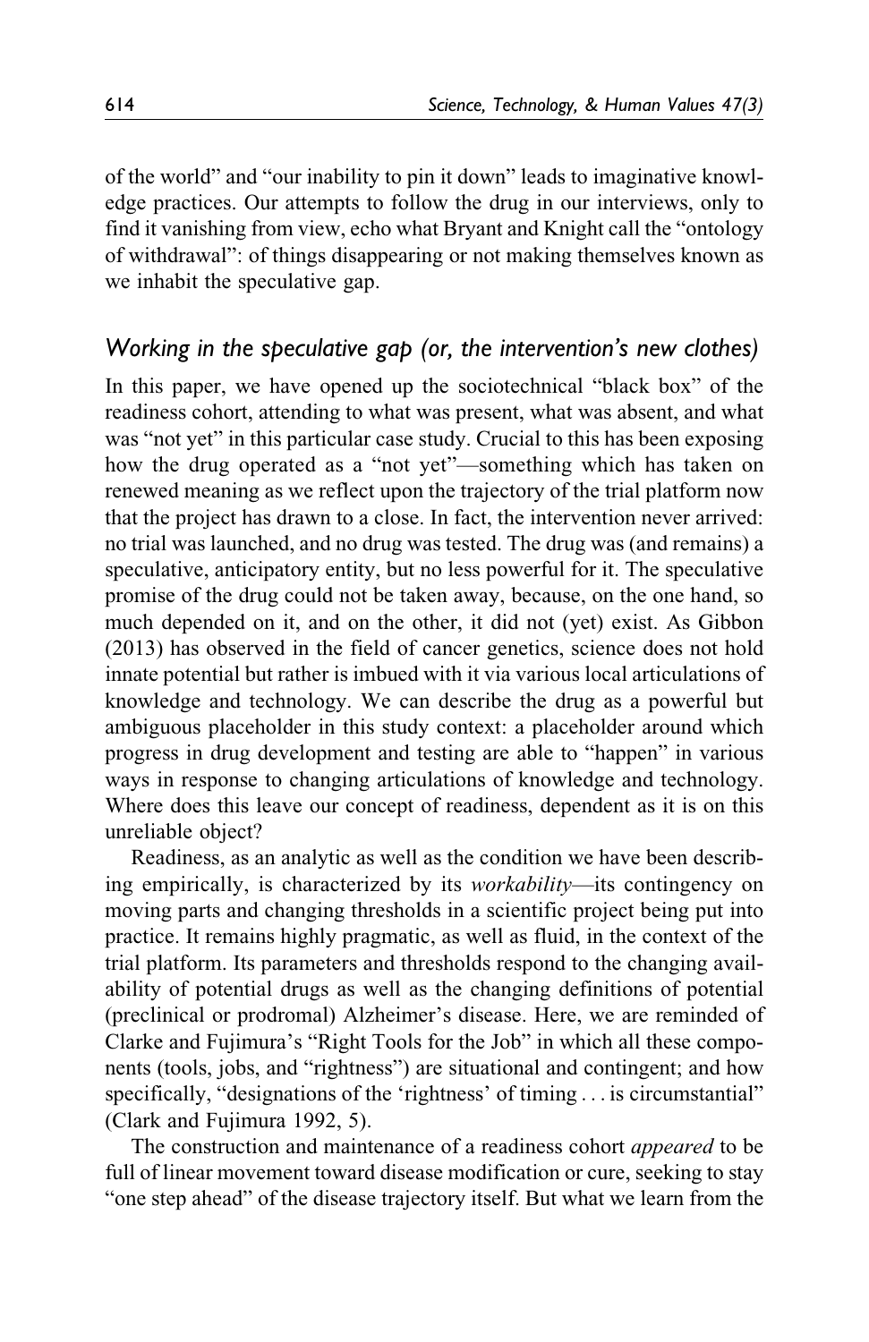of the world" and "our inability to pin it down" leads to imaginative knowledge practices. Our attempts to follow the drug in our interviews, only to find it vanishing from view, echo what Bryant and Knight call the "ontology of withdrawal": of things disappearing or not making themselves known as we inhabit the speculative gap.

### *Working in the speculative gap (or, the intervention's new clothes)*

In this paper, we have opened up the sociotechnical "black box" of the readiness cohort, attending to what was present, what was absent, and what was "not yet" in this particular case study. Crucial to this has been exposing how the drug operated as a "not yet"—something which has taken on renewed meaning as we reflect upon the trajectory of the trial platform now that the project has drawn to a close. In fact, the intervention never arrived: no trial was launched, and no drug was tested. The drug was (and remains) a speculative, anticipatory entity, but no less powerful for it. The speculative promise of the drug could not be taken away, because, on the one hand, so much depended on it, and on the other, it did not (yet) exist. As Gibbon (2013) has observed in the field of cancer genetics, science does not hold innate potential but rather is imbued with it via various local articulations of knowledge and technology. We can describe the drug as a powerful but ambiguous placeholder in this study context: a placeholder around which progress in drug development and testing are able to "happen" in various ways in response to changing articulations of knowledge and technology. Where does this leave our concept of readiness, dependent as it is on this unreliable object?

Readiness, as an analytic as well as the condition we have been describing empirically, is characterized by its *workability*—its contingency on moving parts and changing thresholds in a scientific project being put into practice. It remains highly pragmatic, as well as fluid, in the context of the trial platform. Its parameters and thresholds respond to the changing availability of potential drugs as well as the changing definitions of potential (preclinical or prodromal) Alzheimer's disease. Here, we are reminded of Clarke and Fujimura's "Right Tools for the Job" in which all these components (tools, jobs, and "rightness") are situational and contingent; and how specifically, "designations of the 'rightness' of timing . . . is circumstantial" (Clark and Fujimura 1992, 5).

The construction and maintenance of a readiness cohort *appeared* to be full of linear movement toward disease modification or cure, seeking to stay "one step ahead" of the disease trajectory itself. But what we learn from the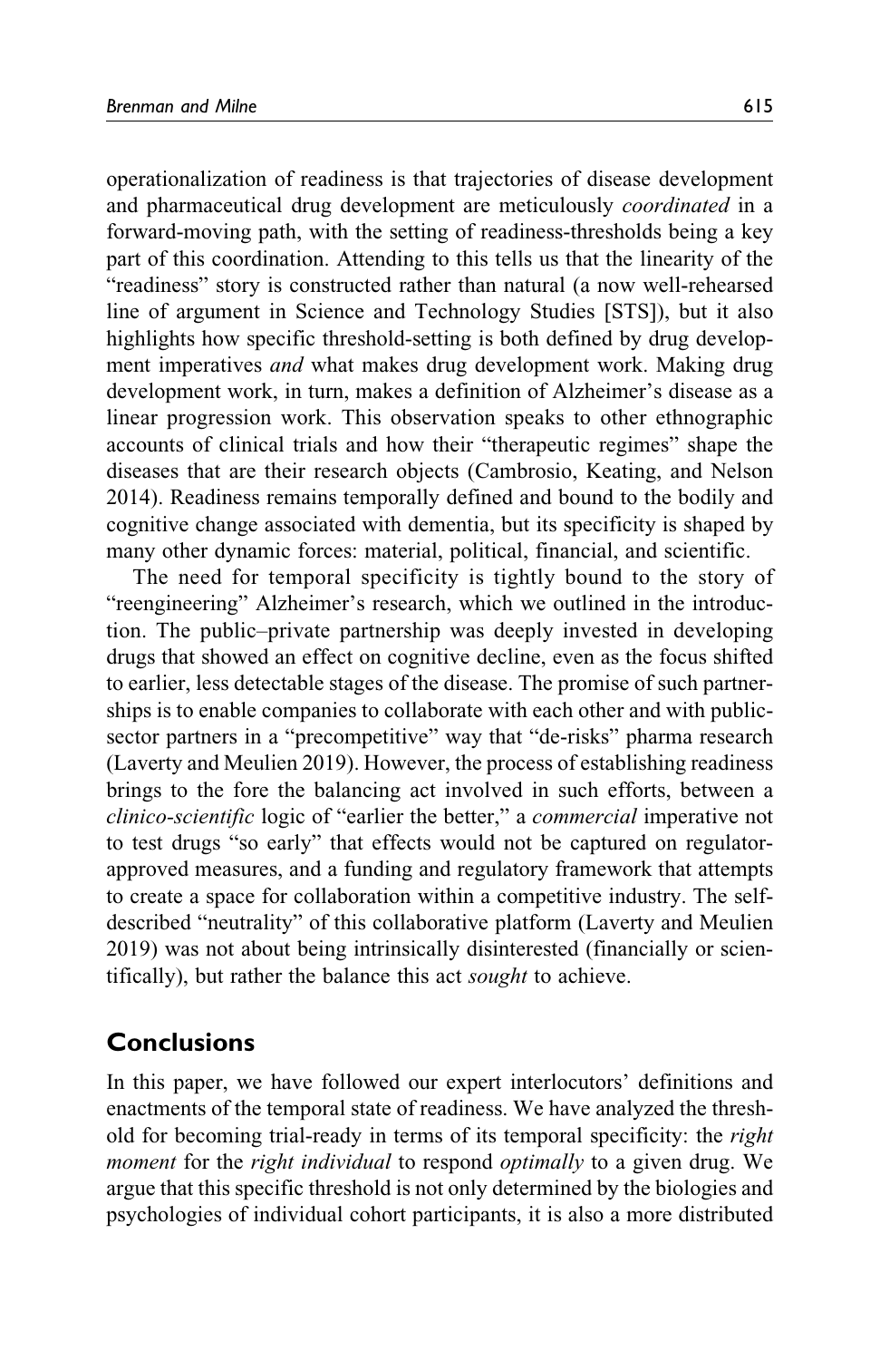operationalization of readiness is that trajectories of disease development and pharmaceutical drug development are meticulously *coordinated* in a forward-moving path, with the setting of readiness-thresholds being a key part of this coordination. Attending to this tells us that the linearity of the "readiness" story is constructed rather than natural (a now well-rehearsed line of argument in Science and Technology Studies [STS]), but it also highlights how specific threshold-setting is both defined by drug development imperatives *and* what makes drug development work. Making drug development work, in turn, makes a definition of Alzheimer's disease as a linear progression work. This observation speaks to other ethnographic accounts of clinical trials and how their "therapeutic regimes" shape the diseases that are their research objects (Cambrosio, Keating, and Nelson 2014). Readiness remains temporally defined and bound to the bodily and cognitive change associated with dementia, but its specificity is shaped by many other dynamic forces: material, political, financial, and scientific.

The need for temporal specificity is tightly bound to the story of "reengineering" Alzheimer's research, which we outlined in the introduction. The public–private partnership was deeply invested in developing drugs that showed an effect on cognitive decline, even as the focus shifted to earlier, less detectable stages of the disease. The promise of such partnerships is to enable companies to collaborate with each other and with public-sector partners in a "precompetitive" way that "de-risks" pharma research (Laverty and Meulien 2019). However, the process of establishing readiness brings to the fore the balancing act involved in such efforts, between a *clinico-scientific* logic of "earlier the better," a *commercial* imperative not to test drugs "so early" that effects would not be captured on regulator-approved measures, and a funding and regulatory framework that attempts to create a space for collaboration within a competitive industry. The self-described "neutrality" of this collaborative platform (Laverty and Meulien 2019) was not about being intrinsically disinterested (financially or scientifically), but rather the balance this act *sought* to achieve.

## Conclusions

In this paper, we have followed our expert interlocutors' definitions and enactments of the temporal state of readiness. We have analyzed the threshold for becoming trial-ready in terms of its temporal specificity: the *right moment* for the *right individual* to respond *optimally* to a given drug. We argue that this specific threshold is not only determined by the biologies and psychologies of individual cohort participants, it is also a more distributed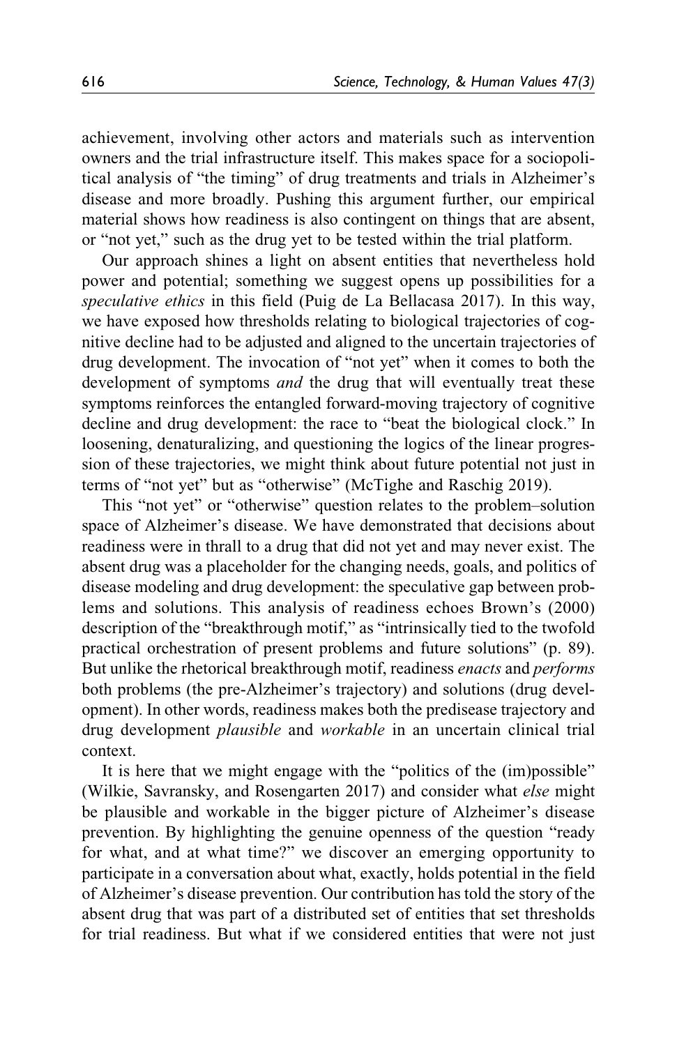achievement, involving other actors and materials such as intervention owners and the trial infrastructure itself. This makes space for a sociopolitical analysis of "the timing" of drug treatments and trials in Alzheimer's disease and more broadly. Pushing this argument further, our empirical material shows how readiness is also contingent on things that are absent, or "not yet," such as the drug yet to be tested within the trial platform.

Our approach shines a light on absent entities that nevertheless hold power and potential; something we suggest opens up possibilities for a *speculative ethics* in this field (Puig de La Bellacasa 2017). In this way, we have exposed how thresholds relating to biological trajectories of cognitive decline had to be adjusted and aligned to the uncertain trajectories of drug development. The invocation of "not yet" when it comes to both the development of symptoms *and* the drug that will eventually treat these symptoms reinforces the entangled forward-moving trajectory of cognitive decline and drug development: the race to "beat the biological clock." In loosening, denaturalizing, and questioning the logics of the linear progression of these trajectories, we might think about future potential not just in terms of "not yet" but as "otherwise" (McTighe and Raschig 2019).

This "not yet" or "otherwise" question relates to the problem–solution space of Alzheimer's disease. We have demonstrated that decisions about readiness were in thrall to a drug that did not yet and may never exist. The absent drug was a placeholder for the changing needs, goals, and politics of disease modeling and drug development: the speculative gap between problems and solutions. This analysis of readiness echoes Brown's (2000) description of the "breakthrough motif," as "intrinsically tied to the twofold practical orchestration of present problems and future solutions" (p. 89). But unlike the rhetorical breakthrough motif, readiness *enacts* and *performs* both problems (the pre-Alzheimer's trajectory) and solutions (drug development). In other words, readiness makes both the predisease trajectory and drug development *plausible* and *workable* in an uncertain clinical trial context.

It is here that we might engage with the "politics of the (im)possible" (Wilkie, Savransky, and Rosengarten 2017) and consider what *else* might be plausible and workable in the bigger picture of Alzheimer's disease prevention. By highlighting the genuine openness of the question "ready for what, and at what time?" we discover an emerging opportunity to participate in a conversation about what, exactly, holds potential in the field of Alzheimer's disease prevention. Our contribution has told the story of the absent drug that was part of a distributed set of entities that set thresholds for trial readiness. But what if we considered entities that were not just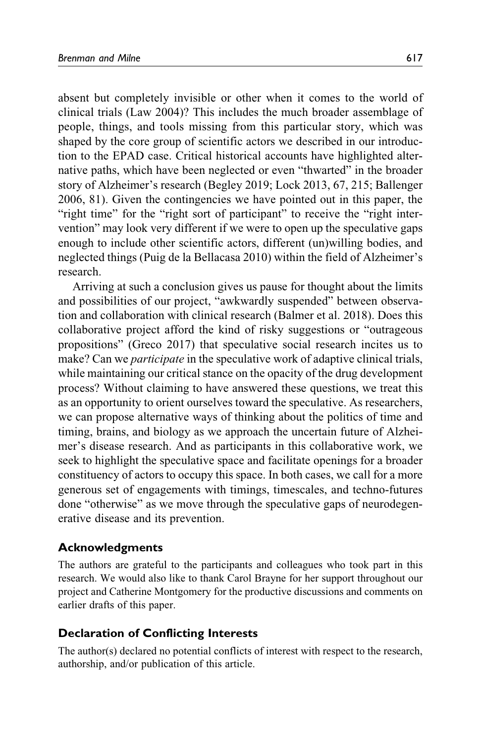absent but completely invisible or other when it comes to the world of clinical trials (Law 2004)? This includes the much broader assemblage of people, things, and tools missing from this particular story, which was shaped by the core group of scientific actors we described in our introduction to the EPAD case. Critical historical accounts have highlighted alternative paths, which have been neglected or even "thwarted" in the broader story of Alzheimer's research (Begley 2019; Lock 2013, 67, 215; Ballenger 2006, 81). Given the contingencies we have pointed out in this paper, the "right time" for the "right sort of participant" to receive the "right intervention" may look very different if we were to open up the speculative gaps enough to include other scientific actors, different (un)willing bodies, and neglected things (Puig de la Bellacasa 2010) within the field of Alzheimer's research.

Arriving at such a conclusion gives us pause for thought about the limits and possibilities of our project, "awkwardly suspended" between observation and collaboration with clinical research (Balmer et al. 2018). Does this collaborative project afford the kind of risky suggestions or "outrageous propositions" (Greco 2017) that speculative social research incites us to make? Can we *participate* in the speculative work of adaptive clinical trials, while maintaining our critical stance on the opacity of the drug development process? Without claiming to have answered these questions, we treat this as an opportunity to orient ourselves toward the speculative. As researchers, we can propose alternative ways of thinking about the politics of time and timing, brains, and biology as we approach the uncertain future of Alzheimer's disease research. And as participants in this collaborative work, we seek to highlight the speculative space and facilitate openings for a broader constituency of actors to occupy this space. In both cases, we call for a more generous set of engagements with timings, timescales, and techno-futures done "otherwise" as we move through the speculative gaps of neurodegenerative disease and its prevention.

## Acknowledgments

The authors are grateful to the participants and colleagues who took part in this research. We would also like to thank Carol Brayne for her support throughout our project and Catherine Montgomery for the productive discussions and comments on earlier drafts of this paper.

## Declaration of Conflicting Interests

The author(s) declared no potential conflicts of interest with respect to the research, authorship, and/or publication of this article.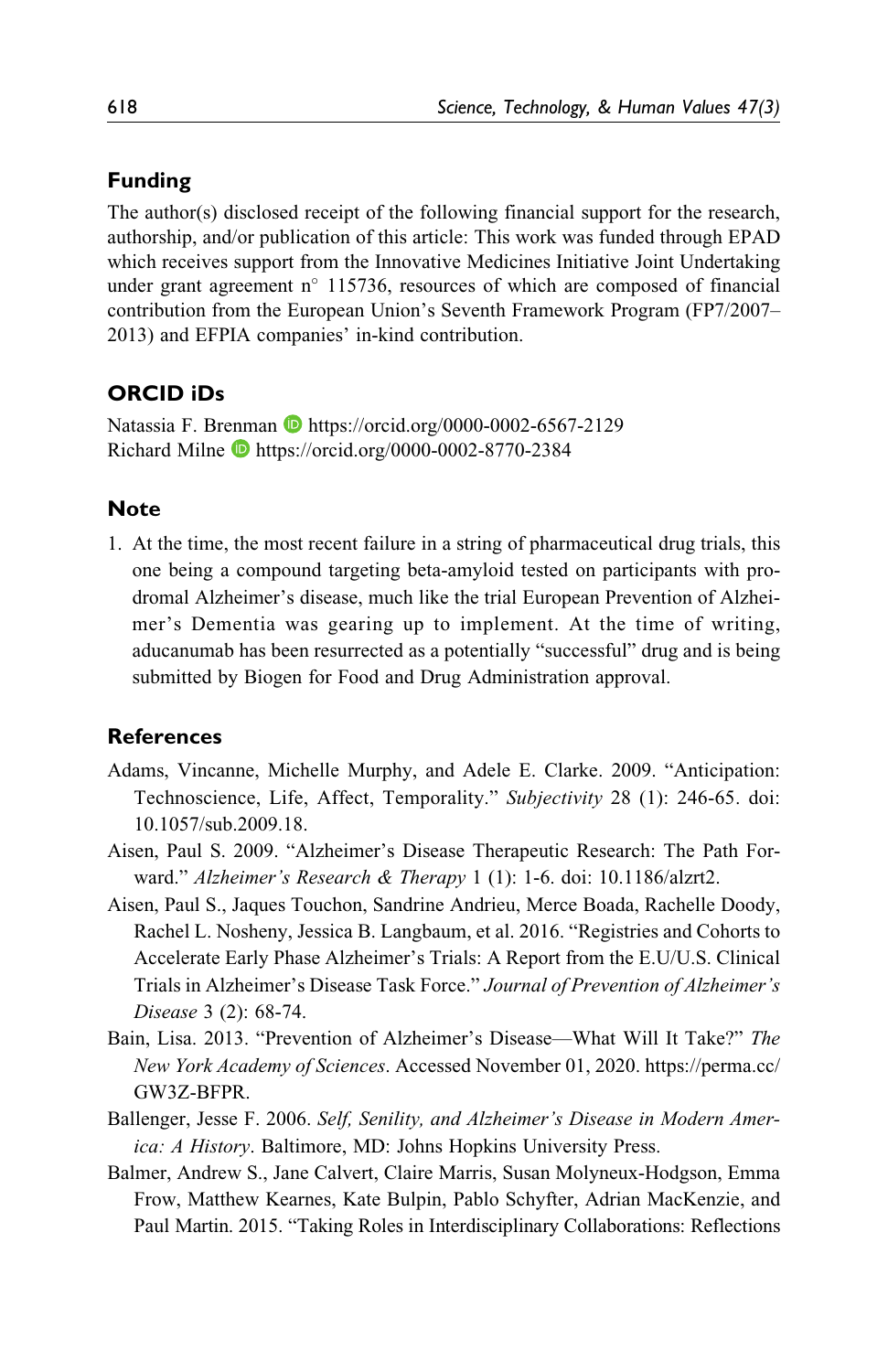## Funding

The author(s) disclosed receipt of the following financial support for the research, authorship, and/or publication of this article: This work was funded through EPAD which receives support from the Innovative Medicines Initiative Joint Undertaking under grant agreement n° 115736, resources of which are composed of financial contribution from the European Union's Seventh Framework Program (FP7/2007–2013) and EFPIA companies' in-kind contribution.

## ORCID iDs

Natassia F. Brenman https://orcid.org/0000-0002-6567-2129
Richard Milne https://orcid.org/0000-0002-8770-2384

## Note

1. At the time, the most recent failure in a string of pharmaceutical drug trials, this one being a compound targeting beta-amyloid tested on participants with prodromal Alzheimer's disease, much like the trial European Prevention of Alzheimer's Dementia was gearing up to implement. At the time of writing, aducanumab has been resurrected as a potentially "successful" drug and is being submitted by Biogen for Food and Drug Administration approval.

## References

Adams, Vincanne, Michelle Murphy, and Adele E. Clarke. 2009. "Anticipation: Technoscience, Life, Affect, Temporality." *Subjectivity* 28 (1): 246-65. doi: 10.1057/sub.2009.18.

Aisen, Paul S. 2009. "Alzheimer's Disease Therapeutic Research: The Path Forward." *Alzheimer's Research & Therapy* 1 (1): 1-6. doi: 10.1186/alzrt2.

Aisen, Paul S., Jaques Touchon, Sandrine Andrieu, Merce Boada, Rachelle Doody, Rachel L. Nosheny, Jessica B. Langbaum, et al. 2016. "Registries and Cohorts to Accelerate Early Phase Alzheimer's Trials: A Report from the E.U/U.S. Clinical Trials in Alzheimer's Disease Task Force." *Journal of Prevention of Alzheimer's Disease* 3 (2): 68-74.

Bain, Lisa. 2013. "Prevention of Alzheimer's Disease—What Will It Take?" *The New York Academy of Sciences*. Accessed November 01, 2020. https://perma.cc/GW3Z-BFPR.

Ballenger, Jesse F. 2006. *Self, Senility, and Alzheimer's Disease in Modern America: A History*. Baltimore, MD: Johns Hopkins University Press.

Balmer, Andrew S., Jane Calvert, Claire Marris, Susan Molyneux-Hodgson, Emma Frow, Matthew Kearnes, Kate Bulpin, Pablo Schyfter, Adrian MacKenzie, and Paul Martin. 2015. "Taking Roles in Interdisciplinary Collaborations: Reflections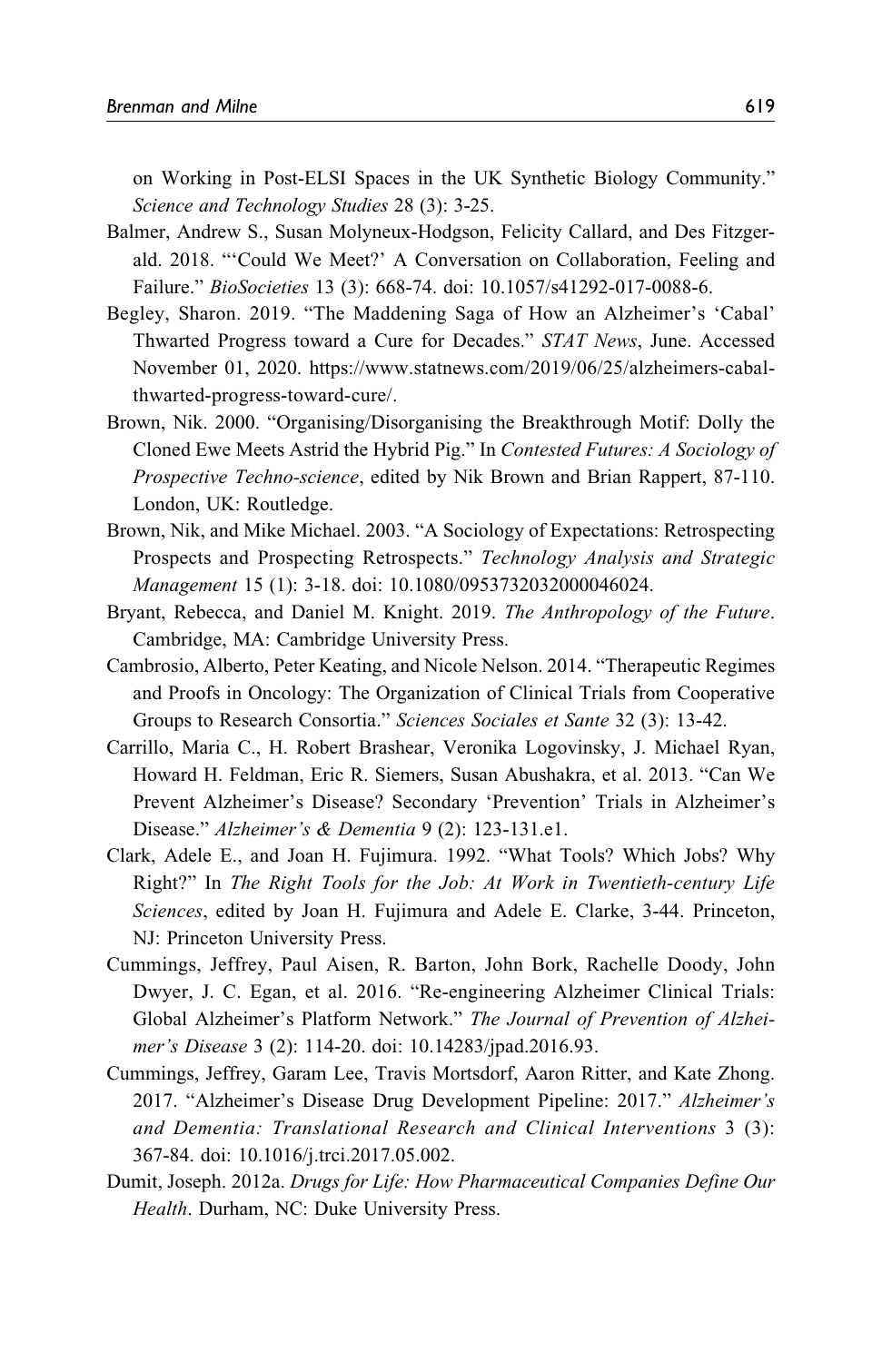on Working in Post-ELSI Spaces in the UK Synthetic Biology Community." *Science and Technology Studies* 28 (3): 3-25.

Balmer, Andrew S., Susan Molyneux-Hodgson, Felicity Callard, and Des Fitzgerald. 2018. "'Could We Meet?' A Conversation on Collaboration, Feeling and Failure." *BioSocieties* 13 (3): 668-74. doi: 10.1057/s41292-017-0088-6.

Begley, Sharon. 2019. "The Maddening Saga of How an Alzheimer's 'Cabal' Thwarted Progress toward a Cure for Decades." *STAT News*, June. Accessed November 01, 2020. https://www.statnews.com/2019/06/25/alzheimers-cabal-thwarted-progress-toward-cure/.

Brown, Nik. 2000. "Organising/Disorganising the Breakthrough Motif: Dolly the Cloned Ewe Meets Astrid the Hybrid Pig." In *Contested Futures: A Sociology of Prospective Techno-science*, edited by Nik Brown and Brian Rappert, 87-110. London, UK: Routledge.

Brown, Nik, and Mike Michael. 2003. "A Sociology of Expectations: Retrospecting Prospects and Prospecting Retrospects." *Technology Analysis and Strategic Management* 15 (1): 3-18. doi: 10.1080/0953732032000046024.

Bryant, Rebecca, and Daniel M. Knight. 2019. *The Anthropology of the Future*. Cambridge, MA: Cambridge University Press.

Cambrosio, Alberto, Peter Keating, and Nicole Nelson. 2014. "Therapeutic Regimes and Proofs in Oncology: The Organization of Clinical Trials from Cooperative Groups to Research Consortia." *Sciences Sociales et Sante* 32 (3): 13-42.

Carrillo, Maria C., H. Robert Brashear, Veronika Logovinsky, J. Michael Ryan, Howard H. Feldman, Eric R. Siemers, Susan Abushakra, et al. 2013. "Can We Prevent Alzheimer's Disease? Secondary 'Prevention' Trials in Alzheimer's Disease." *Alzheimer's & Dementia* 9 (2): 123-131.e1.

Clark, Adele E., and Joan H. Fujimura. 1992. "What Tools? Which Jobs? Why Right?" In *The Right Tools for the Job: At Work in Twentieth-century Life Sciences*, edited by Joan H. Fujimura and Adele E. Clarke, 3-44. Princeton, NJ: Princeton University Press.

Cummings, Jeffrey, Paul Aisen, R. Barton, John Bork, Rachelle Doody, John Dwyer, J. C. Egan, et al. 2016. "Re-engineering Alzheimer Clinical Trials: Global Alzheimer's Platform Network." *The Journal of Prevention of Alzheimer's Disease* 3 (2): 114-20. doi: 10.14283/jpad.2016.93.

Cummings, Jeffrey, Garam Lee, Travis Mortsdorf, Aaron Ritter, and Kate Zhong. 2017. "Alzheimer's Disease Drug Development Pipeline: 2017." *Alzheimer's and Dementia: Translational Research and Clinical Interventions* 3 (3): 367-84. doi: 10.1016/j.trci.2017.05.002.

Dumit, Joseph. 2012a. *Drugs for Life: How Pharmaceutical Companies Define Our Health*. Durham, NC: Duke University Press.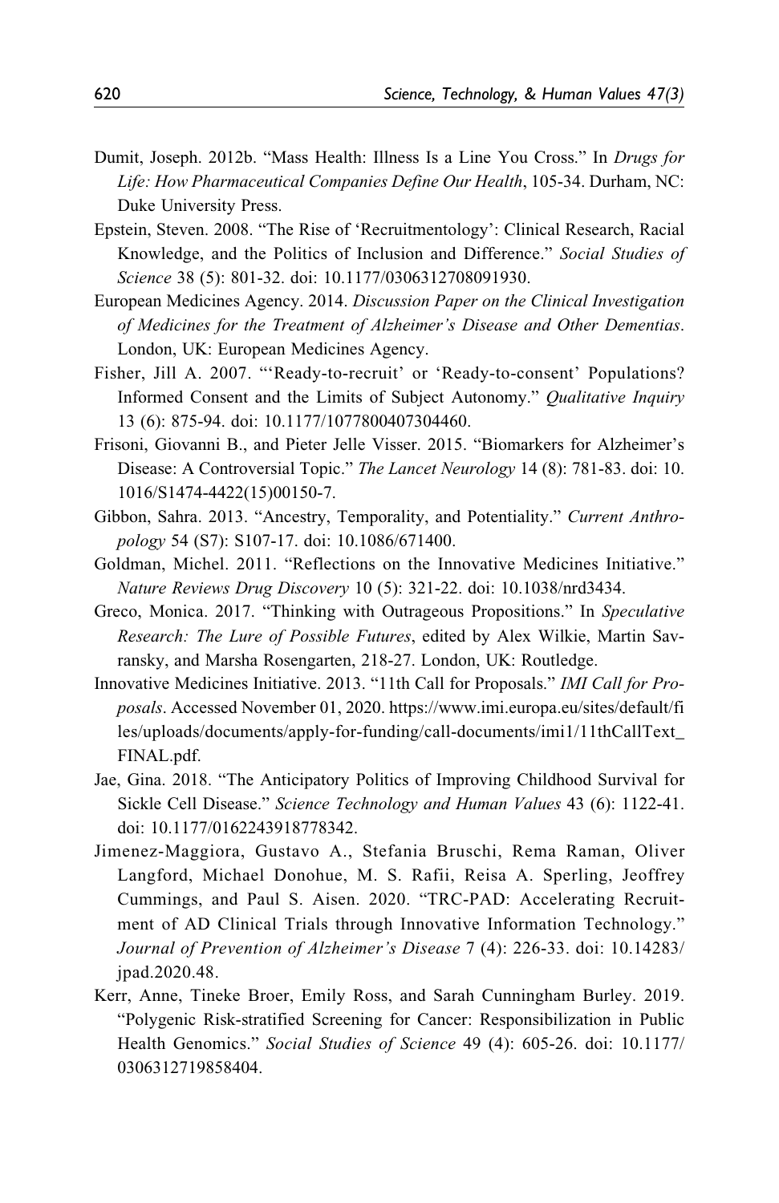Dumit, Joseph. 2012b. "Mass Health: Illness Is a Line You Cross." In *Drugs for Life: How Pharmaceutical Companies Define Our Health*, 105-34. Durham, NC: Duke University Press.

Epstein, Steven. 2008. "The Rise of 'Recruitmentology': Clinical Research, Racial Knowledge, and the Politics of Inclusion and Difference." *Social Studies of Science* 38 (5): 801-32. doi: 10.1177/0306312708091930.

European Medicines Agency. 2014. *Discussion Paper on the Clinical Investigation of Medicines for the Treatment of Alzheimer's Disease and Other Dementias*. London, UK: European Medicines Agency.

Fisher, Jill A. 2007. "'Ready-to-recruit' or 'Ready-to-consent' Populations? Informed Consent and the Limits of Subject Autonomy." *Qualitative Inquiry* 13 (6): 875-94. doi: 10.1177/1077800407304460.

Frisoni, Giovanni B., and Pieter Jelle Visser. 2015. "Biomarkers for Alzheimer's Disease: A Controversial Topic." *The Lancet Neurology* 14 (8): 781-83. doi: 10.1016/S1474-4422(15)00150-7.

Gibbon, Sahra. 2013. "Ancestry, Temporality, and Potentiality." *Current Anthropology* 54 (S7): S107-17. doi: 10.1086/671400.

Goldman, Michel. 2011. "Reflections on the Innovative Medicines Initiative." *Nature Reviews Drug Discovery* 10 (5): 321-22. doi: 10.1038/nrd3434.

Greco, Monica. 2017. "Thinking with Outrageous Propositions." In *Speculative Research: The Lure of Possible Futures*, edited by Alex Wilkie, Martin Savransky, and Marsha Rosengarten, 218-27. London, UK: Routledge.

Innovative Medicines Initiative. 2013. "11th Call for Proposals." *IMI Call for Proposals*. Accessed November 01, 2020. https://www.imi.europa.eu/sites/default/files/uploads/documents/apply-for-funding/call-documents/imi1/11thCallText_FINAL.pdf.

Jae, Gina. 2018. "The Anticipatory Politics of Improving Childhood Survival for Sickle Cell Disease." *Science Technology and Human Values* 43 (6): 1122-41. doi: 10.1177/0162243918778342.

Jimenez-Maggiora, Gustavo A., Stefania Bruschi, Rema Raman, Oliver Langford, Michael Donohue, M. S. Rafii, Reisa A. Sperling, Jeoffrey Cummings, and Paul S. Aisen. 2020. "TRC-PAD: Accelerating Recruitment of AD Clinical Trials through Innovative Information Technology." *Journal of Prevention of Alzheimer's Disease* 7 (4): 226-33. doi: 10.14283/jpad.2020.48.

Kerr, Anne, Tineke Broer, Emily Ross, and Sarah Cunningham Burley. 2019. "Polygenic Risk-stratified Screening for Cancer: Responsibilization in Public Health Genomics." *Social Studies of Science* 49 (4): 605-26. doi: 10.1177/0306312719858404.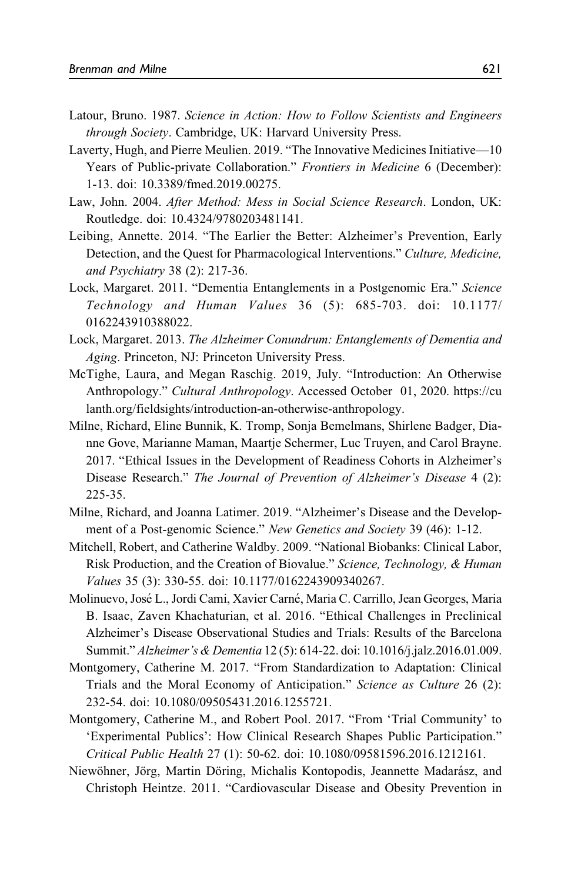Latour, Bruno. 1987. *Science in Action: How to Follow Scientists and Engineers through Society*. Cambridge, UK: Harvard University Press.

Laverty, Hugh, and Pierre Meulien. 2019. "The Innovative Medicines Initiative—10 Years of Public-private Collaboration." *Frontiers in Medicine* 6 (December): 1-13. doi: 10.3389/fmed.2019.00275.

Law, John. 2004. *After Method: Mess in Social Science Research*. London, UK: Routledge. doi: 10.4324/9780203481141.

Leibing, Annette. 2014. "The Earlier the Better: Alzheimer's Prevention, Early Detection, and the Quest for Pharmacological Interventions." *Culture, Medicine, and Psychiatry* 38 (2): 217-36.

Lock, Margaret. 2011. "Dementia Entanglements in a Postgenomic Era." *Science Technology and Human Values* 36 (5): 685-703. doi: 10.1177/0162243910388022.

Lock, Margaret. 2013. *The Alzheimer Conundrum: Entanglements of Dementia and Aging*. Princeton, NJ: Princeton University Press.

McTighe, Laura, and Megan Raschig. 2019, July. "Introduction: An Otherwise Anthropology." *Cultural Anthropology*. Accessed October 01, 2020. https://culanth.org/fieldsights/introduction-an-otherwise-anthropology.

Milne, Richard, Eline Bunnik, K. Tromp, Sonja Bemelmans, Shirlene Badger, Dianne Gove, Marianne Maman, Maartje Schermer, Luc Truyen, and Carol Brayne. 2017. "Ethical Issues in the Development of Readiness Cohorts in Alzheimer's Disease Research." *The Journal of Prevention of Alzheimer's Disease* 4 (2): 225-35.

Milne, Richard, and Joanna Latimer. 2019. "Alzheimer's Disease and the Development of a Post-genomic Science." *New Genetics and Society* 39 (46): 1-12.

Mitchell, Robert, and Catherine Waldby. 2009. "National Biobanks: Clinical Labor, Risk Production, and the Creation of Biovalue." *Science, Technology, & Human Values* 35 (3): 330-55. doi: 10.1177/0162243909340267.

Molinuevo, José L., Jordi Cami, Xavier Carné, Maria C. Carrillo, Jean Georges, Maria B. Isaac, Zaven Khachaturian, et al. 2016. "Ethical Challenges in Preclinical Alzheimer's Disease Observational Studies and Trials: Results of the Barcelona Summit." *Alzheimer's & Dementia* 12 (5): 614-22. doi: 10.1016/j.jalz.2016.01.009.

Montgomery, Catherine M. 2017. "From Standardization to Adaptation: Clinical Trials and the Moral Economy of Anticipation." *Science as Culture* 26 (2): 232-54. doi: 10.1080/09505431.2016.1255721.

Montgomery, Catherine M., and Robert Pool. 2017. "From 'Trial Community' to 'Experimental Publics': How Clinical Research Shapes Public Participation." *Critical Public Health* 27 (1): 50-62. doi: 10.1080/09581596.2016.1212161.

Niewöhner, Jörg, Martin Döring, Michalis Kontopodis, Jeannette Madarász, and Christoph Heintze. 2011. "Cardiovascular Disease and Obesity Prevention in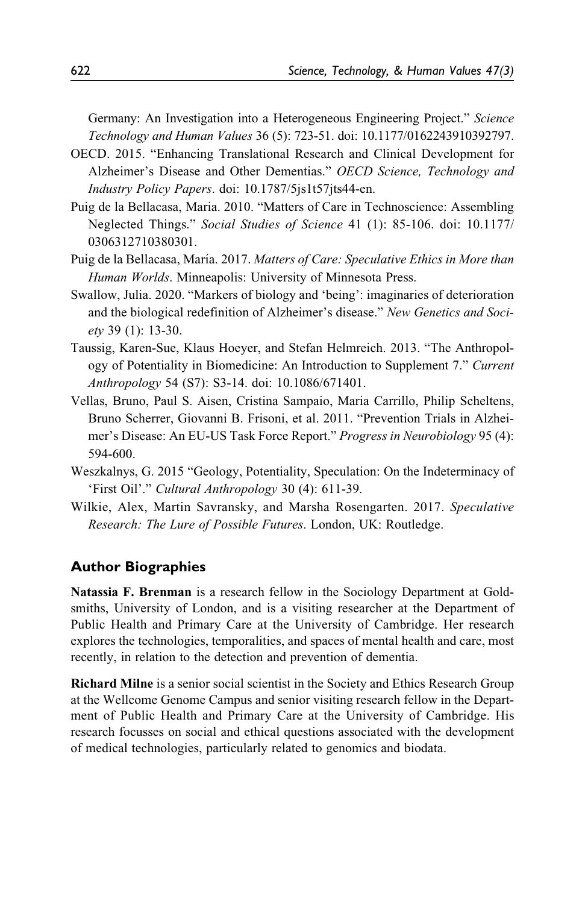Germany: An Investigation into a Heterogeneous Engineering Project." *Science Technology and Human Values* 36 (5): 723-51. doi: 10.1177/0162243910392797.

OECD. 2015. "Enhancing Translational Research and Clinical Development for Alzheimer's Disease and Other Dementias." *OECD Science, Technology and Industry Policy Papers*. doi: 10.1787/5js1t57jts44-en.

Puig de la Bellacasa, Maria. 2010. "Matters of Care in Technoscience: Assembling Neglected Things." *Social Studies of Science* 41 (1): 85-106. doi: 10.1177/0306312710380301.

Puig de la Bellacasa, María. 2017. *Matters of Care: Speculative Ethics in More than Human Worlds*. Minneapolis: University of Minnesota Press.

Swallow, Julia. 2020. "Markers of biology and 'being': imaginaries of deterioration and the biological redefinition of Alzheimer's disease." *New Genetics and Society* 39 (1): 13-30.

Taussig, Karen-Sue, Klaus Hoeyer, and Stefan Helmreich. 2013. "The Anthropology of Potentiality in Biomedicine: An Introduction to Supplement 7." *Current Anthropology* 54 (S7): S3-14. doi: 10.1086/671401.

Vellas, Bruno, Paul S. Aisen, Cristina Sampaio, Maria Carrillo, Philip Scheltens, Bruno Scherrer, Giovanni B. Frisoni, et al. 2011. "Prevention Trials in Alzheimer's Disease: An EU-US Task Force Report." *Progress in Neurobiology* 95 (4): 594-600.

Weszkalnys, G. 2015 "Geology, Potentiality, Speculation: On the Indeterminacy of 'First Oil'." *Cultural Anthropology* 30 (4): 611-39.

Wilkie, Alex, Martin Savransky, and Marsha Rosengarten. 2017. *Speculative Research: The Lure of Possible Futures*. London, UK: Routledge.

## Author Biographies

**Natassia F. Brenman** is a research fellow in the Sociology Department at Goldsmiths, University of London, and is a visiting researcher at the Department of Public Health and Primary Care at the University of Cambridge. Her research explores the technologies, temporalities, and spaces of mental health and care, most recently, in relation to the detection and prevention of dementia.

**Richard Milne** is a senior social scientist in the Society and Ethics Research Group at the Wellcome Genome Campus and senior visiting research fellow in the Department of Public Health and Primary Care at the University of Cambridge. His research focusses on social and ethical questions associated with the development of medical technologies, particularly related to genomics and biodata.